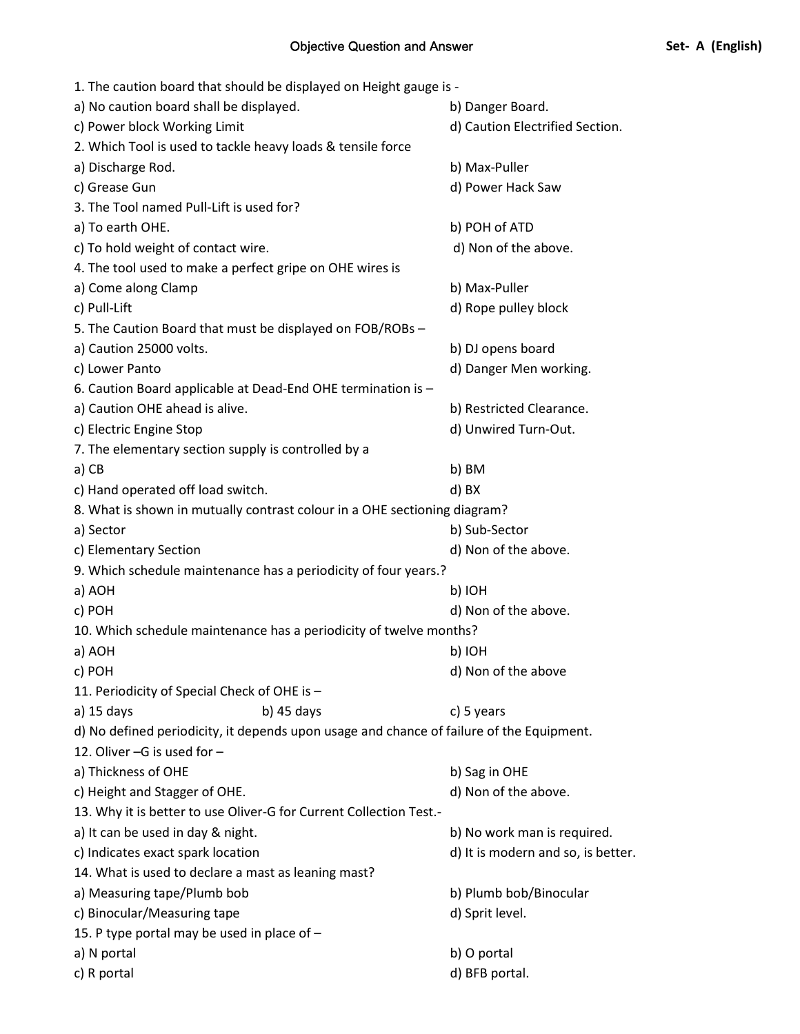# Objective Question and Answer

**Set- A (English)**

1. The caution board that should be displayed on Height gauge is -

a) No caution board shall be displayed.
b) Danger Board.
c) Power block Working Limit
d) Caution Electrified Section.

2. Which Tool is used to tackle heavy loads & tensile force

a) Discharge Rod.
b) Max-Puller
c) Grease Gun
d) Power Hack Saw

3. The Tool named Pull-Lift is used for?

a) To earth OHE.
b) POH of ATD
c) To hold weight of contact wire.
d) Non of the above.

4. The tool used to make a perfect gripe on OHE wires is

a) Come along Clamp
b) Max-Puller
c) Pull-Lift
d) Rope pulley block

5. The Caution Board that must be displayed on FOB/ROBs –

a) Caution 25000 volts.
b) DJ opens board
c) Lower Panto
d) Danger Men working.

6. Caution Board applicable at Dead-End OHE termination is –

a) Caution OHE ahead is alive.
b) Restricted Clearance.
c) Electric Engine Stop
d) Unwired Turn-Out.

7. The elementary section supply is controlled by a

a) CB
b) BM
c) Hand operated off load switch.
d) BX

8. What is shown in mutually contrast colour in a OHE sectioning diagram?

a) Sector
b) Sub-Sector
c) Elementary Section
d) Non of the above.

9. Which schedule maintenance has a periodicity of four years.?

a) AOH
b) IOH
c) POH
d) Non of the above.

10. Which schedule maintenance has a periodicity of twelve months?

a) AOH
b) IOH
c) POH
d) Non of the above

11. Periodicity of Special Check of OHE is –

a) 15 days
b) 45 days
c) 5 years
d) No defined periodicity, it depends upon usage and chance of failure of the Equipment.

12. Oliver –G is used for –

a) Thickness of OHE
b) Sag in OHE
c) Height and Stagger of OHE.
d) Non of the above.

13. Why it is better to use Oliver-G for Current Collection Test.-

a) It can be used in day & night.
b) No work man is required.
c) Indicates exact spark location
d) It is modern and so, is better.

14. What is used to declare a mast as leaning mast?

a) Measuring tape/Plumb bob
b) Plumb bob/Binocular
c) Binocular/Measuring tape
d) Sprit level.

15. P type portal may be used in place of –

a) N portal
b) O portal
c) R portal
d) BFB portal.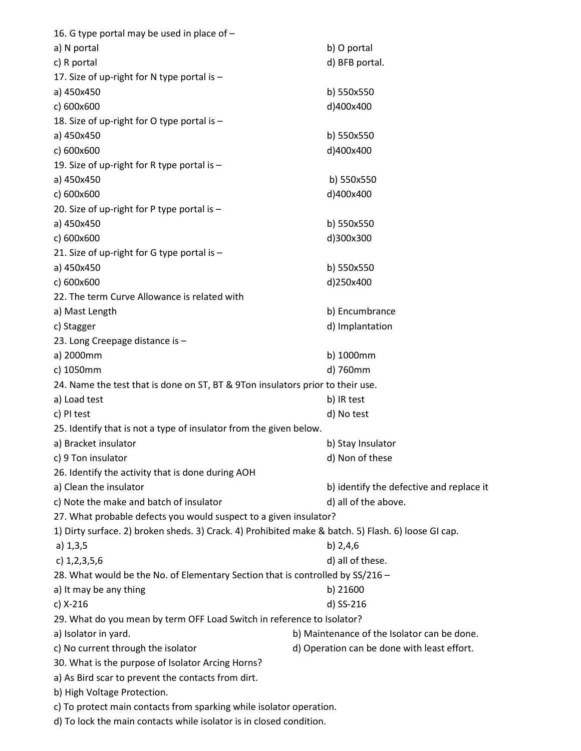16. G type portal may be used in place of –

a) N portal
b) O portal
c) R portal
d) BFB portal.

17. Size of up-right for N type portal is –

a) 450x450
b) 550x550
c) 600x600
d)400x400

18. Size of up-right for O type portal is –

a) 450x450
b) 550x550
c) 600x600
d)400x400

19. Size of up-right for R type portal is –

a) 450x450
b) 550x550
c) 600x600
d)400x400

20. Size of up-right for P type portal is –

a) 450x450
b) 550x550
c) 600x600
d)300x300

21. Size of up-right for G type portal is –

a) 450x450
b) 550x550
c) 600x600
d)250x400

22. The term Curve Allowance is related with

a) Mast Length
b) Encumbrance
c) Stagger
d) Implantation

23. Long Creepage distance is –

a) 2000mm
b) 1000mm
c) 1050mm
d) 760mm

24. Name the test that is done on ST, BT & 9Ton insulators prior to their use.

a) Load test
b) IR test
c) PI test
d) No test

25. Identify that is not a type of insulator from the given below.

a) Bracket insulator
b) Stay Insulator
c) 9 Ton insulator
d) Non of these

26. Identify the activity that is done during AOH

a) Clean the insulator
b) identify the defective and replace it
c) Note the make and batch of insulator
d) all of the above.

27. What probable defects you would suspect to a given insulator?

1) Dirty surface. 2) broken sheds. 3) Crack. 4) Prohibited make & batch. 5) Flash. 6) loose GI cap.

a) 1,3,5
b) 2,4,6
c) 1,2,3,5,6
d) all of these.

28. What would be the No. of Elementary Section that is controlled by SS/216 –

a) It may be any thing
b) 21600
c) X-216
d) SS-216

29. What do you mean by term OFF Load Switch in reference to Isolator?

a) Isolator in yard.
b) Maintenance of the Isolator can be done.
c) No current through the isolator
d) Operation can be done with least effort.

30. What is the purpose of Isolator Arcing Horns?

a) As Bird scar to prevent the contacts from dirt.
b) High Voltage Protection.
c) To protect main contacts from sparking while isolator operation.
d) To lock the main contacts while isolator is in closed condition.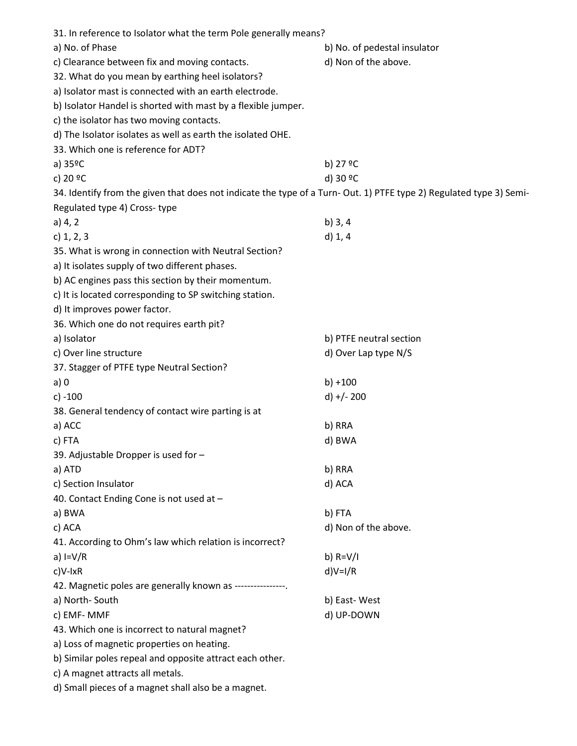31. In reference to Isolator what the term Pole generally means?

a) No. of Phase
b) No. of pedestal insulator
c) Clearance between fix and moving contacts.
d) Non of the above.

32. What do you mean by earthing heel isolators?

a) Isolator mast is connected with an earth electrode.
b) Isolator Handel is shorted with mast by a flexible jumper.
c) the isolator has two moving contacts.
d) The Isolator isolates as well as earth the isolated OHE.

33. Which one is reference for ADT?

a) 35ºC
b) 27 ºC
c) 20 ºC
d) 30 ºC

34. Identify from the given that does not indicate the type of a Turn- Out. 1) PTFE type 2) Regulated type 3) Semi-Regulated type 4) Cross- type

a) 4, 2
b) 3, 4
c) 1, 2, 3
d) 1, 4

35. What is wrong in connection with Neutral Section?

a) It isolates supply of two different phases.
b) AC engines pass this section by their momentum.
c) It is located corresponding to SP switching station.
d) It improves power factor.

36. Which one do not requires earth pit?

a) Isolator
b) PTFE neutral section
c) Over line structure
d) Over Lap type N/S

37. Stagger of PTFE type Neutral Section?

a) 0
b) +100
c) -100
d) +/- 200

38. General tendency of contact wire parting is at

a) ACC
b) RRA
c) FTA
d) BWA

39. Adjustable Dropper is used for –

a) ATD
b) RRA
c) Section Insulator
d) ACA

40. Contact Ending Cone is not used at –

a) BWA
b) FTA
c) ACA
d) Non of the above.

41. According to Ohm's law which relation is incorrect?

a) I=V/R
b) R=V/I
c)V-IxR
d)V=I/R

42. Magnetic poles are generally known as ----------------.

a) North- South
b) East- West
c) EMF- MMF
d) UP-DOWN

43. Which one is incorrect to natural magnet?

a) Loss of magnetic properties on heating.
b) Similar poles repeal and opposite attract each other.
c) A magnet attracts all metals.
d) Small pieces of a magnet shall also be a magnet.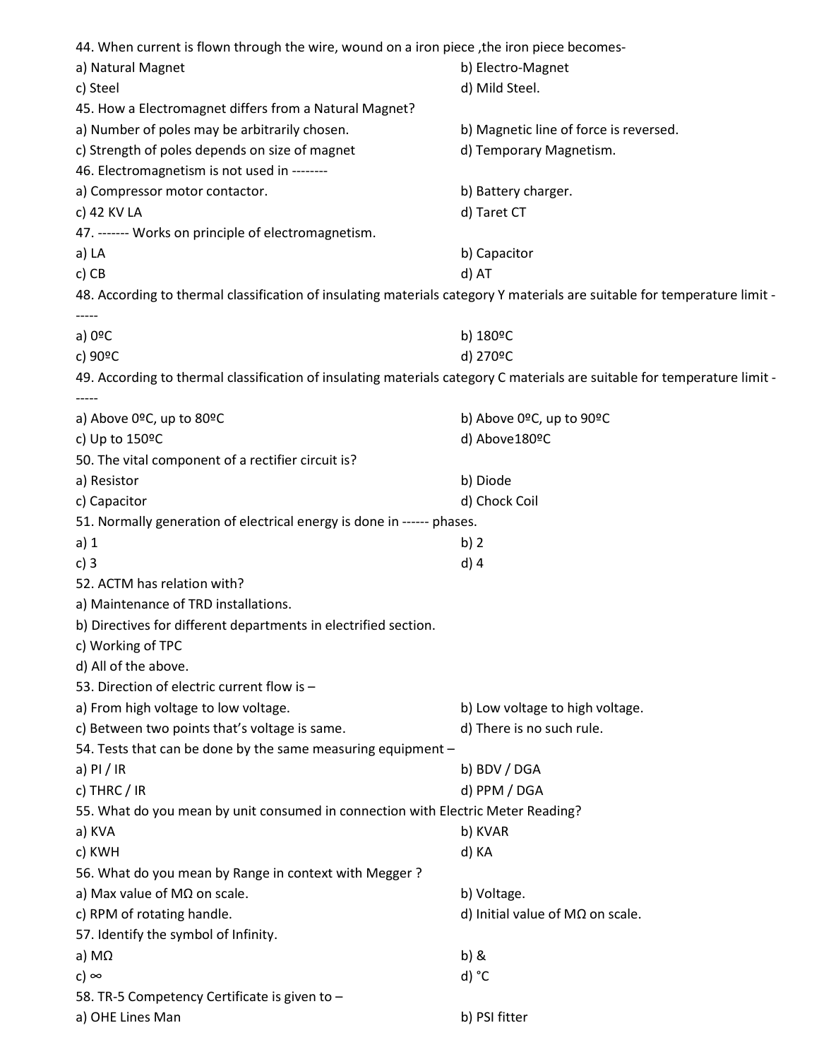44. When current is flown through the wire, wound on a iron piece ,the iron piece becomes-

a) Natural Magnet
b) Electro-Magnet
c) Steel
d) Mild Steel.

45. How a Electromagnet differs from a Natural Magnet?

a) Number of poles may be arbitrarily chosen.
b) Magnetic line of force is reversed.
c) Strength of poles depends on size of magnet
d) Temporary Magnetism.

46. Electromagnetism is not used in --------

a) Compressor motor contactor.
b) Battery charger.
c) 42 KV LA
d) Taret CT

47. ------- Works on principle of electromagnetism.

a) LA
b) Capacitor
c) CB
d) AT

48. According to thermal classification of insulating materials category Y materials are suitable for temperature limit -
-----

a) 0ºC
b) 180ºC
c) 90ºC
d) 270ºC

49. According to thermal classification of insulating materials category C materials are suitable for temperature limit -
-----

a) Above 0ºC, up to 80ºC
b) Above 0ºC, up to 90ºC
c) Up to 150ºC
d) Above180ºC

50. The vital component of a rectifier circuit is?

a) Resistor
b) Diode
c) Capacitor
d) Chock Coil

51. Normally generation of electrical energy is done in ------ phases.

a) 1
b) 2
c) 3
d) 4

52. ACTM has relation with?

a) Maintenance of TRD installations.
b) Directives for different departments in electrified section.
c) Working of TPC
d) All of the above.

53. Direction of electric current flow is –

a) From high voltage to low voltage.
b) Low voltage to high voltage.
c) Between two points that's voltage is same.
d) There is no such rule.

54. Tests that can be done by the same measuring equipment –

a) PI / IR
b) BDV / DGA
c) THRC / IR
d) PPM / DGA

55. What do you mean by unit consumed in connection with Electric Meter Reading?

a) KVA
b) KVAR
c) KWH
d) KA

56. What do you mean by Range in context with Megger ?

a) Max value of MΩ on scale.
b) Voltage.
c) RPM of rotating handle.
d) Initial value of MΩ on scale.

57. Identify the symbol of Infinity.

a) MΩ
b) &
c) ∞
d) °C

58. TR-5 Competency Certificate is given to –

a) OHE Lines Man
b) PSI fitter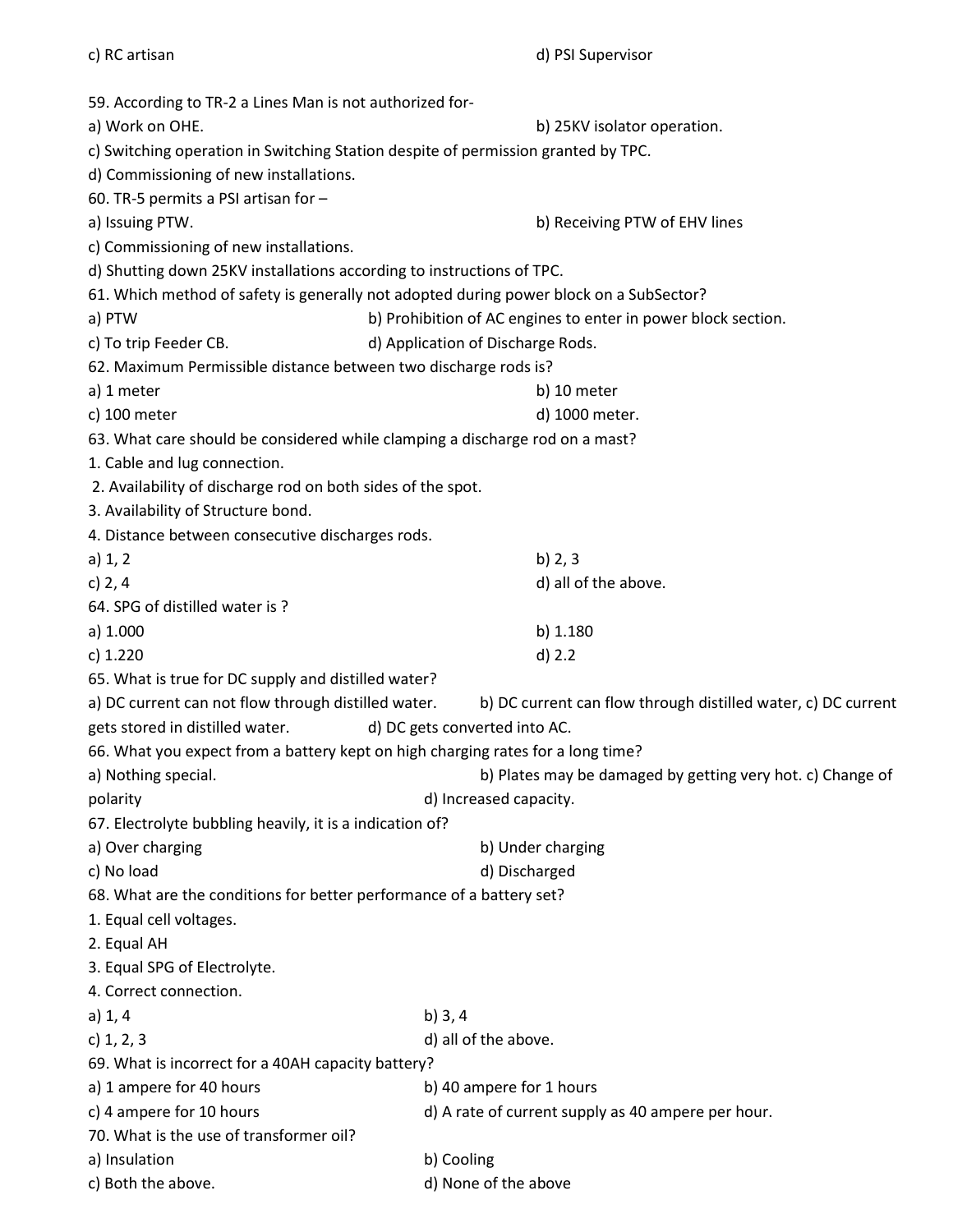c) RC artisan

d) PSI Supervisor

59. According to TR-2 a Lines Man is not authorized for-

a) Work on OHE.

b) 25KV isolator operation.

c) Switching operation in Switching Station despite of permission granted by TPC.

d) Commissioning of new installations.

60. TR-5 permits a PSI artisan for –

a) Issuing PTW.

b) Receiving PTW of EHV lines

c) Commissioning of new installations.

d) Shutting down 25KV installations according to instructions of TPC.

61. Which method of safety is generally not adopted during power block on a SubSector?

a) PTW

b) Prohibition of AC engines to enter in power block section.

c) To trip Feeder CB.

d) Application of Discharge Rods.

62. Maximum Permissible distance between two discharge rods is?

a) 1 meter

b) 10 meter

c) 100 meter

d) 1000 meter.

63. What care should be considered while clamping a discharge rod on a mast?

1. Cable and lug connection.
2. Availability of discharge rod on both sides of the spot.
3. Availability of Structure bond.
4. Distance between consecutive discharges rods.

a) 1, 2

b) 2, 3

c) 2, 4

d) all of the above.

64. SPG of distilled water is ?

a) 1.000

b) 1.180

c) 1.220

d) 2.2

65. What is true for DC supply and distilled water?

a) DC current can not flow through distilled water.

b) DC current can flow through distilled water,

c) DC current gets stored in distilled water.

d) DC gets converted into AC.

66. What you expect from a battery kept on high charging rates for a long time?

a) Nothing special.

b) Plates may be damaged by getting very hot.

c) Change of polarity

d) Increased capacity.

67. Electrolyte bubbling heavily, it is a indication of?

a) Over charging

b) Under charging

c) No load

d) Discharged

68. What are the conditions for better performance of a battery set?

1. Equal cell voltages.
2. Equal AH
3. Equal SPG of Electrolyte.
4. Correct connection.

a) 1, 4

b) 3, 4

c) 1, 2, 3

d) all of the above.

69. What is incorrect for a 40AH capacity battery?

a) 1 ampere for 40 hours

b) 40 ampere for 1 hours

c) 4 ampere for 10 hours

d) A rate of current supply as 40 ampere per hour.

70. What is the use of transformer oil?

a) Insulation

b) Cooling

c) Both the above.

d) None of the above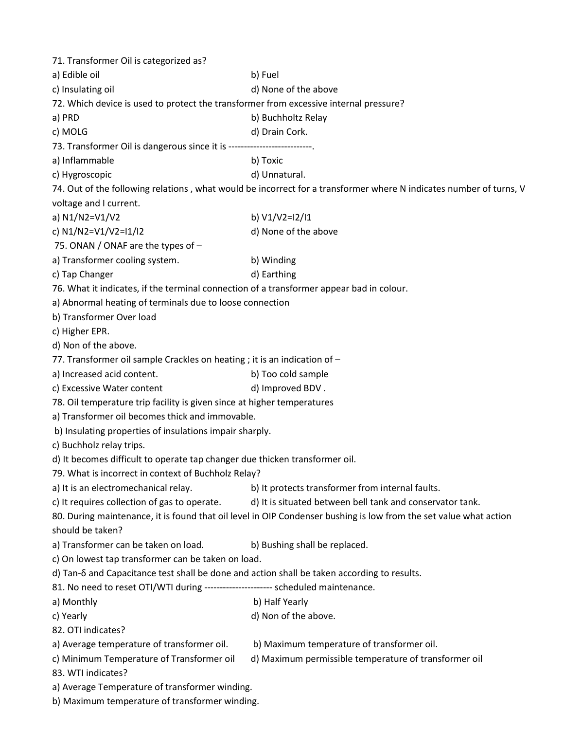71. Transformer Oil is categorized as?

a) Edible oil
b) Fuel
c) Insulating oil
d) None of the above

72. Which device is used to protect the transformer from excessive internal pressure?

a) PRD
b) Buchholtz Relay
c) MOLG
d) Drain Cork.

73. Transformer Oil is dangerous since it is ---------------------------.

a) Inflammable
b) Toxic
c) Hygroscopic
d) Unnatural.

74. Out of the following relations , what would be incorrect for a transformer where N indicates number of turns, V voltage and I current.

a) $N1/N2=V1/V2$
b) $V1/V2=I2/I1$
c) $N1/N2=V1/V2=I1/I2$
d) None of the above

75. ONAN / ONAF are the types of –

a) Transformer cooling system.
b) Winding
c) Tap Changer
d) Earthing

76. What it indicates, if the terminal connection of a transformer appear bad in colour.

a) Abnormal heating of terminals due to loose connection
b) Transformer Over load
c) Higher EPR.
d) Non of the above.

77. Transformer oil sample Crackles on heating ; it is an indication of –

a) Increased acid content.
b) Too cold sample
c) Excessive Water content
d) Improved BDV .

78. Oil temperature trip facility is given since at higher temperatures

a) Transformer oil becomes thick and immovable.
b) Insulating properties of insulations impair sharply.
c) Buchholz relay trips.
d) It becomes difficult to operate tap changer due thicken transformer oil.

79. What is incorrect in context of Buchholz Relay?

a) It is an electromechanical relay.
b) It protects transformer from internal faults.
c) It requires collection of gas to operate.
d) It is situated between bell tank and conservator tank.

80. During maintenance, it is found that oil level in OIP Condenser bushing is low from the set value what action should be taken?

a) Transformer can be taken on load.
b) Bushing shall be replaced.
c) On lowest tap transformer can be taken on load.
d) Tan-δ and Capacitance test shall be done and action shall be taken according to results.

81. No need to reset OTI/WTI during --------------------- scheduled maintenance.

a) Monthly
b) Half Yearly
c) Yearly
d) Non of the above.

82. OTI indicates?

a) Average temperature of transformer oil.
b) Maximum temperature of transformer oil.
c) Minimum Temperature of Transformer oil
d) Maximum permissible temperature of transformer oil

83. WTI indicates?

a) Average Temperature of transformer winding.
b) Maximum temperature of transformer winding.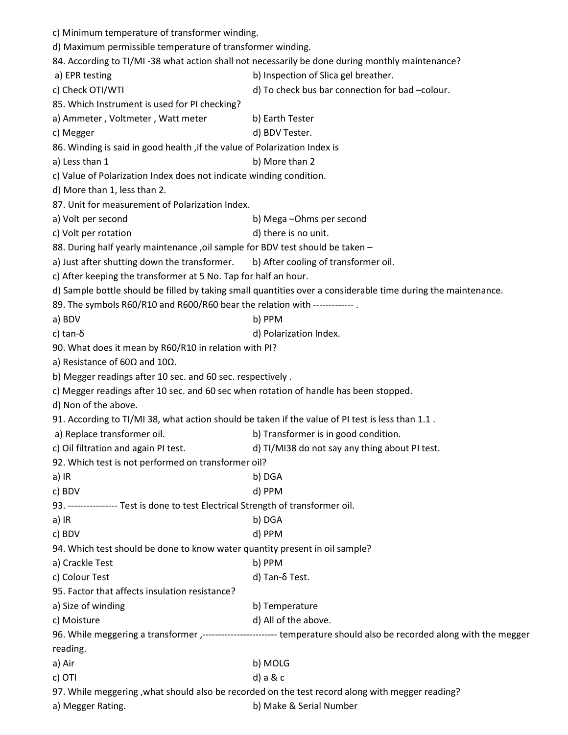c) Minimum temperature of transformer winding.

d) Maximum permissible temperature of transformer winding.

84. According to TI/MI -38 what action shall not necessarily be done during monthly maintenance?

a) EPR testing
b) Inspection of Slica gel breather.
c) Check OTI/WTI
d) To check bus bar connection for bad –colour.

85. Which Instrument is used for PI checking?

a) Ammeter , Voltmeter , Watt meter
b) Earth Tester
c) Megger
d) BDV Tester.

86. Winding is said in good health ,if the value of Polarization Index is

a) Less than 1
b) More than 2
c) Value of Polarization Index does not indicate winding condition.
d) More than 1, less than 2.

87. Unit for measurement of Polarization Index.

a) Volt per second
b) Mega –Ohms per second
c) Volt per rotation
d) there is no unit.

88. During half yearly maintenance ,oil sample for BDV test should be taken –

a) Just after shutting down the transformer.
b) After cooling of transformer oil.
c) After keeping the transformer at 5 No. Tap for half an hour.
d) Sample bottle should be filled by taking small quantities over a considerable time during the maintenance.

89. The symbols R60/R10 and R600/R60 bear the relation with ------------- .

a) BDV
b) PPM
c) tan-δ
d) Polarization Index.

90. What does it mean by R60/R10 in relation with PI?

a) Resistance of 60Ω and 10Ω.
b) Megger readings after 10 sec. and 60 sec. respectively .
c) Megger readings after 10 sec. and 60 sec when rotation of handle has been stopped.
d) Non of the above.

91. According to TI/MI 38, what action should be taken if the value of PI test is less than 1.1 .

a) Replace transformer oil.
b) Transformer is in good condition.
c) Oil filtration and again PI test.
d) TI/MI38 do not say any thing about PI test.

92. Which test is not performed on transformer oil?

a) IR
b) DGA
c) BDV
d) PPM

93. ---------------- Test is done to test Electrical Strength of transformer oil.

a) IR
b) DGA
c) BDV
d) PPM

94. Which test should be done to know water quantity present in oil sample?

a) Crackle Test
b) PPM
c) Colour Test
d) Tan-δ Test.

95. Factor that affects insulation resistance?

a) Size of winding
b) Temperature
c) Moisture
d) All of the above.

96. While meggering a transformer ,----------------------- temperature should also be recorded along with the megger reading.

a) Air
b) MOLG
c) OTI
d) a & c

97. While meggering ,what should also be recorded on the test record along with megger reading?

a) Megger Rating.
b) Make & Serial Number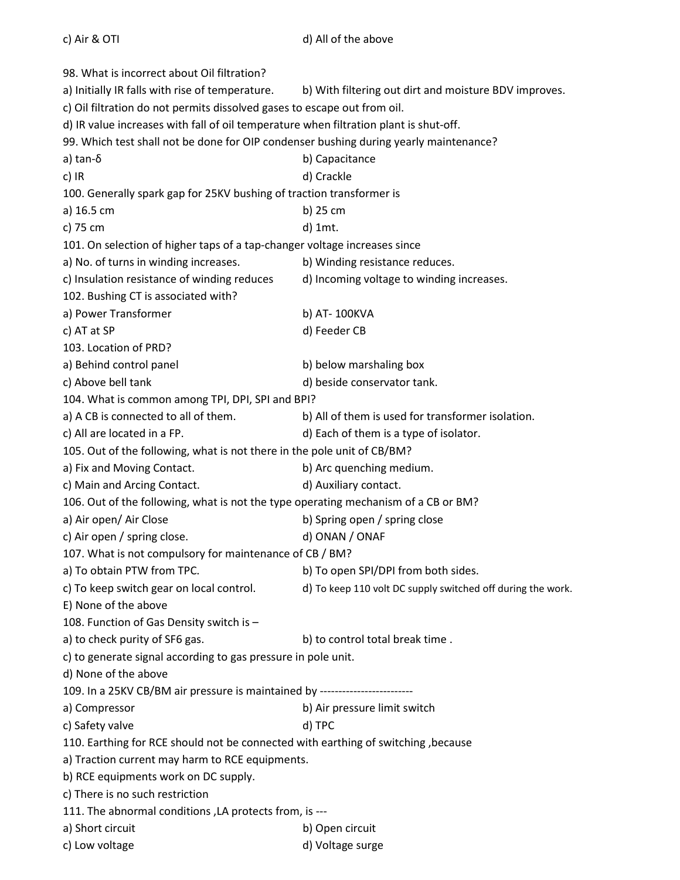c) Air & OTI

d) All of the above

98. What is incorrect about Oil filtration?

a) Initially IR falls with rise of temperature.

b) With filtering out dirt and moisture BDV improves.

c) Oil filtration do not permits dissolved gases to escape out from oil.

d) IR value increases with fall of oil temperature when filtration plant is shut-off.

99. Which test shall not be done for OIP condenser bushing during yearly maintenance?

a) tan-δ

b) Capacitance

c) IR

d) Crackle

100. Generally spark gap for 25KV bushing of traction transformer is

a) 16.5 cm

b) 25 cm

c) 75 cm

d) 1mt.

101. On selection of higher taps of a tap-changer voltage increases since

a) No. of turns in winding increases.

b) Winding resistance reduces.

c) Insulation resistance of winding reduces

d) Incoming voltage to winding increases.

102. Bushing CT is associated with?

a) Power Transformer

b) AT- 100KVA

c) AT at SP

d) Feeder CB

103. Location of PRD?

a) Behind control panel

b) below marshaling box

c) Above bell tank

d) beside conservator tank.

104. What is common among TPI, DPI, SPI and BPI?

a) A CB is connected to all of them.

b) All of them is used for transformer isolation.

c) All are located in a FP.

d) Each of them is a type of isolator.

105. Out of the following, what is not there in the pole unit of CB/BM?

a) Fix and Moving Contact.

b) Arc quenching medium.

c) Main and Arcing Contact.

d) Auxiliary contact.

106. Out of the following, what is not the type operating mechanism of a CB or BM?

a) Air open/ Air Close

b) Spring open / spring close

c) Air open / spring close.

d) ONAN / ONAF

107. What is not compulsory for maintenance of CB / BM?

a) To obtain PTW from TPC.

b) To open SPI/DPI from both sides.

c) To keep switch gear on local control.

d) To keep 110 volt DC supply switched off during the work.

E) None of the above

108. Function of Gas Density switch is –

a) to check purity of SF6 gas.

b) to control total break time .

c) to generate signal according to gas pressure in pole unit.

d) None of the above

109. In a 25KV CB/BM air pressure is maintained by -------------------------

a) Compressor

b) Air pressure limit switch

c) Safety valve

d) TPC

110. Earthing for RCE should not be connected with earthing of switching ,because

a) Traction current may harm to RCE equipments.

b) RCE equipments work on DC supply.

c) There is no such restriction

111. The abnormal conditions ,LA protects from, is ---

a) Short circuit

b) Open circuit

c) Low voltage

d) Voltage surge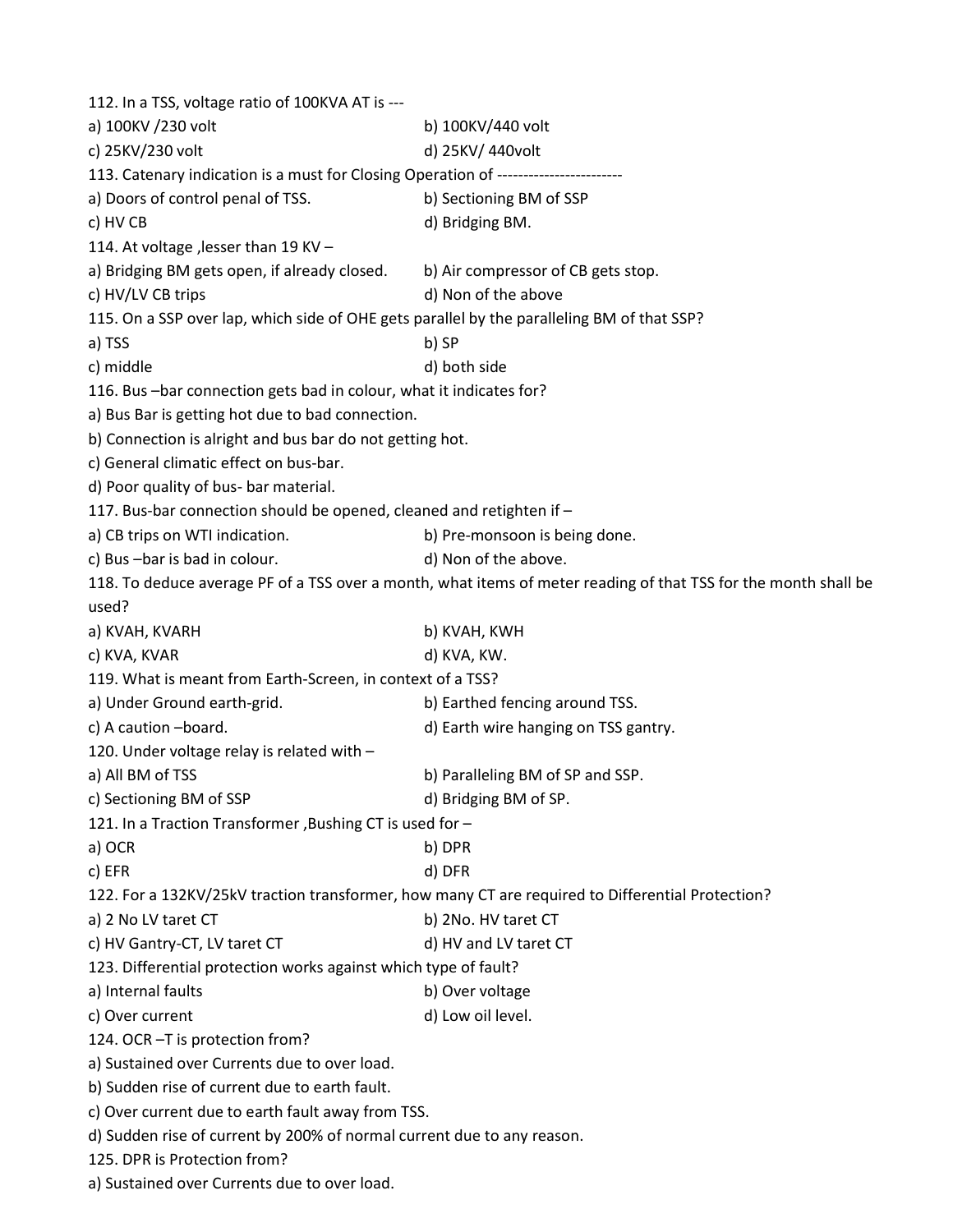112. In a TSS, voltage ratio of 100KVA AT is ---

a) 100KV /230 volt b) 100KV/440 volt

c) 25KV/230 volt d) 25KV/ 440volt

113. Catenary indication is a must for Closing Operation of ------------------------

a) Doors of control penal of TSS. b) Sectioning BM of SSP

c) HV CB d) Bridging BM.

114. At voltage ,lesser than 19 KV –

a) Bridging BM gets open, if already closed. b) Air compressor of CB gets stop.

c) HV/LV CB trips d) Non of the above

115. On a SSP over lap, which side of OHE gets parallel by the paralleling BM of that SSP?

a) TSS b) SP

c) middle d) both side

116. Bus –bar connection gets bad in colour, what it indicates for?

a) Bus Bar is getting hot due to bad connection.

b) Connection is alright and bus bar do not getting hot.

c) General climatic effect on bus-bar.

d) Poor quality of bus- bar material.

117. Bus-bar connection should be opened, cleaned and retighten if –

a) CB trips on WTI indication. b) Pre-monsoon is being done.

c) Bus –bar is bad in colour. d) Non of the above.

118. To deduce average PF of a TSS over a month, what items of meter reading of that TSS for the month shall be used?

a) KVAH, KVARH b) KVAH, KWH

c) KVA, KVAR d) KVA, KW.

119. What is meant from Earth-Screen, in context of a TSS?

a) Under Ground earth-grid. b) Earthed fencing around TSS.

c) A caution –board. d) Earth wire hanging on TSS gantry.

120. Under voltage relay is related with –

a) All BM of TSS b) Paralleling BM of SP and SSP.

c) Sectioning BM of SSP d) Bridging BM of SP.

121. In a Traction Transformer ,Bushing CT is used for –

a) OCR b) DPR

c) EFR d) DFR

122. For a 132KV/25kV traction transformer, how many CT are required to Differential Protection?

a) 2 No LV taret CT b) 2No. HV taret CT

c) HV Gantry-CT, LV taret CT d) HV and LV taret CT

123. Differential protection works against which type of fault?

a) Internal faults b) Over voltage

c) Over current d) Low oil level.

124. OCR –T is protection from?

a) Sustained over Currents due to over load.

b) Sudden rise of current due to earth fault.

c) Over current due to earth fault away from TSS.

d) Sudden rise of current by 200% of normal current due to any reason.

125. DPR is Protection from?

a) Sustained over Currents due to over load.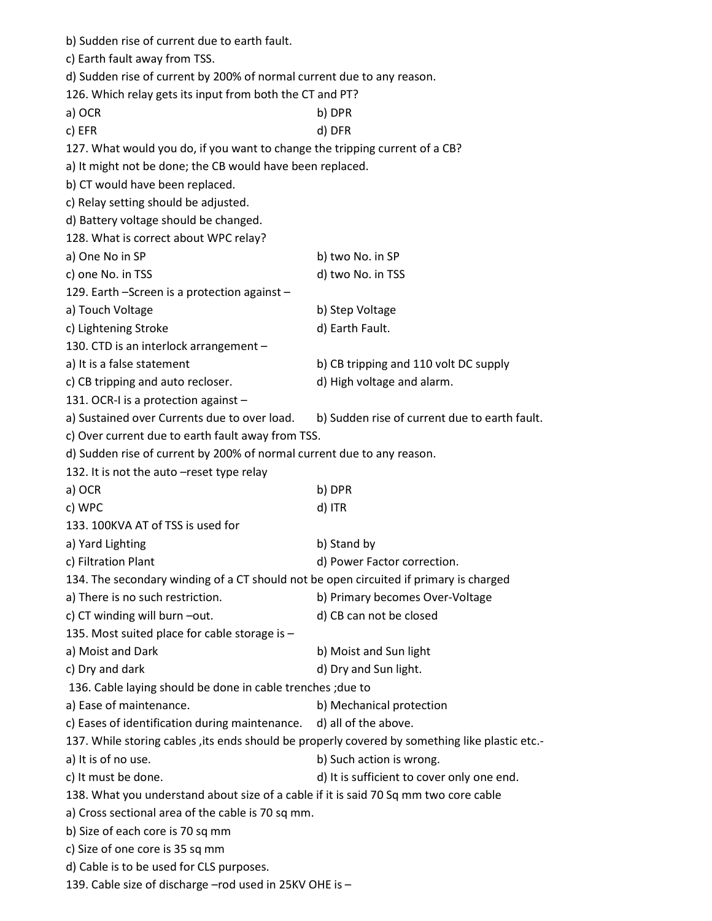b) Sudden rise of current due to earth fault.

c) Earth fault away from TSS.

d) Sudden rise of current by 200% of normal current due to any reason.

126. Which relay gets its input from both the CT and PT?

a) OCR b) DPR

c) EFR d) DFR

127. What would you do, if you want to change the tripping current of a CB?

a) It might not be done; the CB would have been replaced.

b) CT would have been replaced.

c) Relay setting should be adjusted.

d) Battery voltage should be changed.

128. What is correct about WPC relay?

a) One No in SP b) two No. in SP

c) one No. in TSS d) two No. in TSS

129. Earth –Screen is a protection against –

a) Touch Voltage b) Step Voltage

c) Lightening Stroke d) Earth Fault.

130. CTD is an interlock arrangement –

a) It is a false statement b) CB tripping and 110 volt DC supply

c) CB tripping and auto recloser. d) High voltage and alarm.

131. OCR-I is a protection against –

a) Sustained over Currents due to over load. b) Sudden rise of current due to earth fault.

c) Over current due to earth fault away from TSS.

d) Sudden rise of current by 200% of normal current due to any reason.

132. It is not the auto –reset type relay

a) OCR b) DPR

c) WPC d) ITR

133. 100KVA AT of TSS is used for

a) Yard Lighting b) Stand by

c) Filtration Plant d) Power Factor correction.

134. The secondary winding of a CT should not be open circuited if primary is charged

a) There is no such restriction. b) Primary becomes Over-Voltage

c) CT winding will burn –out. d) CB can not be closed

135. Most suited place for cable storage is –

a) Moist and Dark b) Moist and Sun light

c) Dry and dark d) Dry and Sun light.

136. Cable laying should be done in cable trenches ;due to

a) Ease of maintenance. b) Mechanical protection

c) Eases of identification during maintenance. d) all of the above.

137. While storing cables ,its ends should be properly covered by something like plastic etc.-

a) It is of no use. b) Such action is wrong.

c) It must be done. d) It is sufficient to cover only one end.

138. What you understand about size of a cable if it is said 70 Sq mm two core cable

a) Cross sectional area of the cable is 70 sq mm.

b) Size of each core is 70 sq mm

c) Size of one core is 35 sq mm

d) Cable is to be used for CLS purposes.

139. Cable size of discharge –rod used in 25KV OHE is –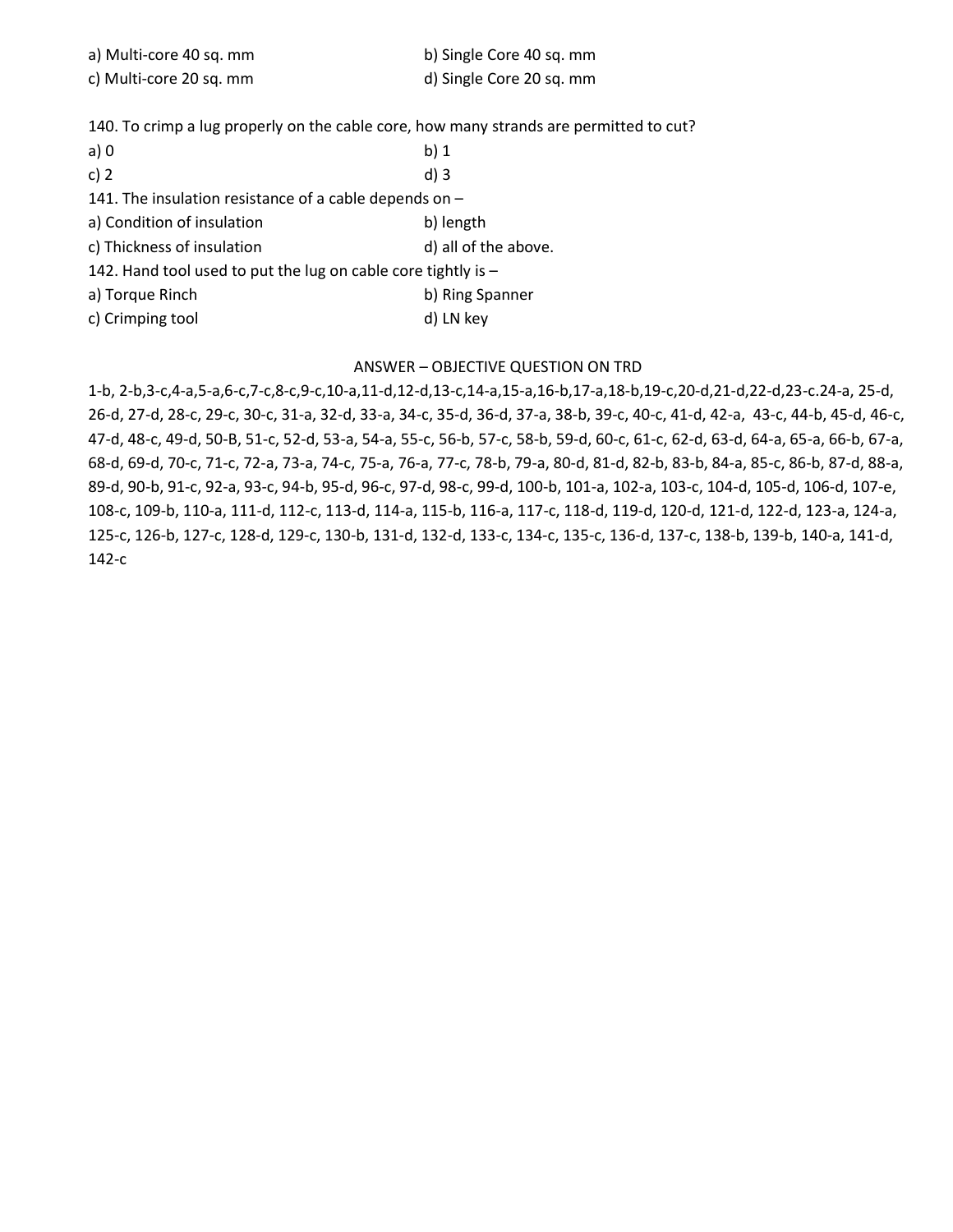a) Multi-core 40 sq. mm
b) Single Core 40 sq. mm
c) Multi-core 20 sq. mm
d) Single Core 20 sq. mm

140. To crimp a lug properly on the cable core, how many strands are permitted to cut?
a) 0
b) 1
c) 2
d) 3

141. The insulation resistance of a cable depends on –
a) Condition of insulation
b) length
c) Thickness of insulation
d) all of the above.

142. Hand tool used to put the lug on cable core tightly is –
a) Torque Rinch
b) Ring Spanner
c) Crimping tool
d) LN key

## ANSWER – OBJECTIVE QUESTION ON TRD

1-b, 2-b,3-c,4-a,5-a,6-c,7-c,8-c,9-c,10-a,11-d,12-d,13-c,14-a,15-a,16-b,17-a,18-b,19-c,20-d,21-d,22-d,23-c.24-a, 25-d, 26-d, 27-d, 28-c, 29-c, 30-c, 31-a, 32-d, 33-a, 34-c, 35-d, 36-d, 37-a, 38-b, 39-c, 40-c, 41-d, 42-a, 43-c, 44-b, 45-d, 46-c, 47-d, 48-c, 49-d, 50-B, 51-c, 52-d, 53-a, 54-a, 55-c, 56-b, 57-c, 58-b, 59-d, 60-c, 61-c, 62-d, 63-d, 64-a, 65-a, 66-b, 67-a, 68-d, 69-d, 70-c, 71-c, 72-a, 73-a, 74-c, 75-a, 76-a, 77-c, 78-b, 79-a, 80-d, 81-d, 82-b, 83-b, 84-a, 85-c, 86-b, 87-d, 88-a, 89-d, 90-b, 91-c, 92-a, 93-c, 94-b, 95-d, 96-c, 97-d, 98-c, 99-d, 100-b, 101-a, 102-a, 103-c, 104-d, 105-d, 106-d, 107-e, 108-c, 109-b, 110-a, 111-d, 112-c, 113-d, 114-a, 115-b, 116-a, 117-c, 118-d, 119-d, 120-d, 121-d, 122-d, 123-a, 124-a, 125-c, 126-b, 127-c, 128-d, 129-c, 130-b, 131-d, 132-d, 133-c, 134-c, 135-c, 136-d, 137-c, 138-b, 139-b, 140-a, 141-d, 142-c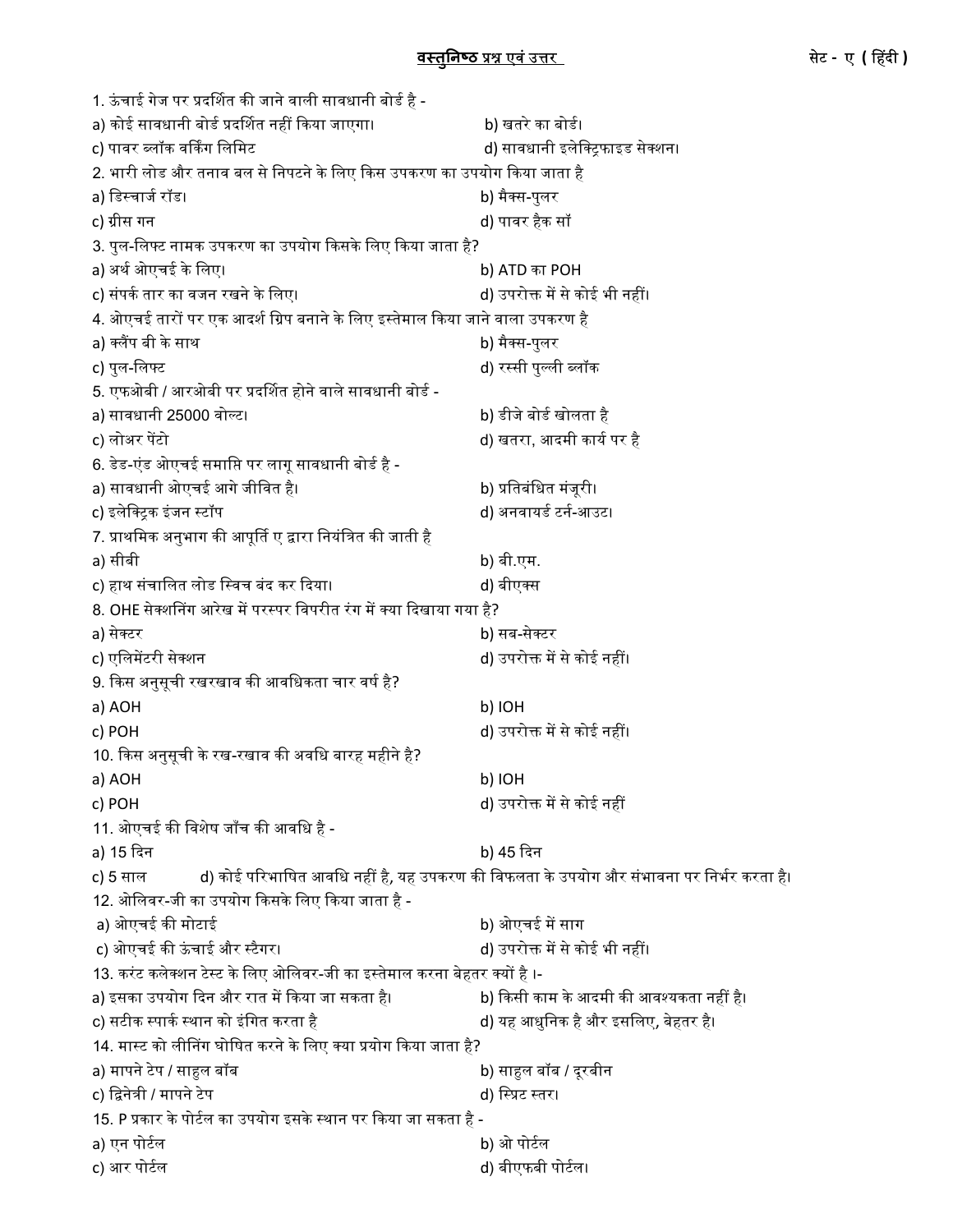**<u>वस्तुनिष्ठ प्रश्न एवं उत्तर</u>** **सेट - ए ( हिंदी )**

1. ऊंचाई गेज पर प्रदर्शित की जाने वाली सावधानी बोर्ड है -
a) कोई सावधानी बोर्ड प्रदर्शित नहीं किया जाएगा। b) खतरे का बोर्ड।
c) पावर ब्लॉक वर्किंग लिमिट d) सावधानी इलेक्ट्रिफाइड सेक्शन।

2. भारी लोड और तनाव बल से निपटने के लिए किस उपकरण का उपयोग किया जाता है
a) डिस्चार्ज रॉड। b) मैक्स-पुलर
c) ग्रीस गन d) पावर हैक सॉ

3. पुल-लिफ्ट नामक उपकरण का उपयोग किसके लिए किया जाता है?
a) अर्थ ओएचई के लिए। b) ATD का POH
c) संपर्क तार का वजन रखने के लिए। d) उपरोक्त में से कोई भी नहीं।

4. ओएचई तारों पर एक आदर्श ग्रिप बनाने के लिए इस्तेमाल किया जाने वाला उपकरण है
a) क्लैंप बी के साथ b) मैक्स-पुलर
c) पुल-लिफ्ट d) रस्सी पुल्ली ब्लॉक

5. एफओबी / आरओबी पर प्रदर्शित होने वाले सावधानी बोर्ड -
a) सावधानी 25000 वोल्ट। b) डीजे बोर्ड खोलता है
c) लोअर पेंटो d) खतरा, आदमी कार्य पर है

6. डेड-एंड ओएचई समाप्ति पर लागू सावधानी बोर्ड है -
a) सावधानी ओएचई आगे जीवित है। b) प्रतिबंधित मंजूरी।
c) इलेक्ट्रिक इंजन स्टॉप d) अनवायर्ड टर्न-आउट।

7. प्राथमिक अनुभाग की आपूर्ति ए द्वारा नियंत्रित की जाती है
a) सीबी b) बी.एम.
c) हाथ संचालित लोड स्विच बंद कर दिया। d) बीएक्स

8. OHE सेक्शनिंग आरेख में परस्पर विपरीत रंग में क्या दिखाया गया है?
a) सेक्टर b) सब-सेक्टर
c) एलिमेंटरी सेक्शन d) उपरोक्त में से कोई नहीं।

9. किस अनुसूची रखरखाव की आवधिकता चार वर्ष है?
a) AOH b) IOH
c) POH d) उपरोक्त में से कोई नहीं।

10. किस अनुसूची के रख-रखाव की अवधि बारह महीने है?
a) AOH b) IOH
c) POH d) उपरोक्त में से कोई नहीं

11. ओएचई की विशेष जाँच की आवधि है -
a) 15 दिन b) 45 दिन
c) 5 साल d) कोई परिभाषित आवधि नहीं है, यह उपकरण की विफलता के उपयोग और संभावना पर निर्भर करता है।

12. ओलिवर-जी का उपयोग किसके लिए किया जाता है -
a) ओएचई की मोटाई b) ओएचई में साग
c) ओएचई की ऊंचाई और स्टैगर। d) उपरोक्त में से कोई भी नहीं।

13. करंट कलेक्शन टेस्ट के लिए ओलिवर-जी का इस्तेमाल करना बेहतर क्यों है ।-
a) इसका उपयोग दिन और रात में किया जा सकता है। b) किसी काम के आदमी की आवश्यकता नहीं है।
c) सटीक स्पार्क स्थान को इंगित करता है d) यह आधुनिक है और इसलिए, बेहतर है।

14. मास्ट को लीनिंग घोषित करने के लिए क्या प्रयोग किया जाता है?
a) मापने टेप / साहुल बॉब b) साहुल बॉब / दूरबीन
c) द्विनेत्री / मापने टेप d) स्प्रिट स्तर।

15. P प्रकार के पोर्टल का उपयोग इसके स्थान पर किया जा सकता है -
a) एन पोर्टल b) ओ पोर्टल
c) आर पोर्टल d) बीएफबी पोर्टल।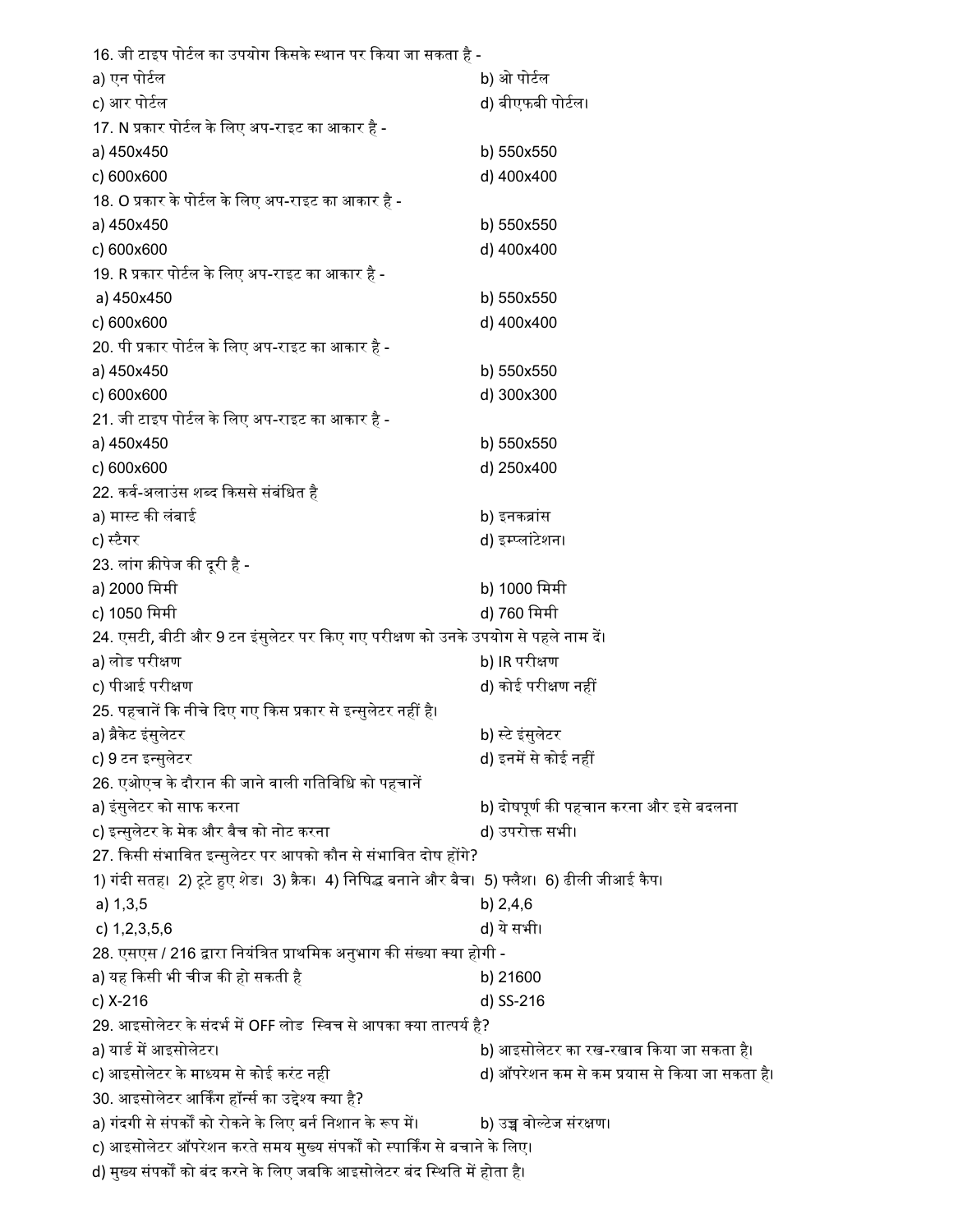16. जी टाइप पोर्टल का उपयोग किसके स्थान पर किया जा सकता है -

a) एन पोर्टल
b) ओ पोर्टल
c) आर पोर्टल
d) बीएफबी पोर्टल।

17. N प्रकार पोर्टल के लिए अप-राइट का आकार है -

a) 450x450
b) 550x550
c) 600x600
d) 400x400

18. O प्रकार के पोर्टल के लिए अप-राइट का आकार है -

a) 450x450
b) 550x550
c) 600x600
d) 400x400

19. R प्रकार पोर्टल के लिए अप-राइट का आकार है -

a) 450x450
b) 550x550
c) 600x600
d) 400x400

20. पी प्रकार पोर्टल के लिए अप-राइट का आकार है -

a) 450x450
b) 550x550
c) 600x600
d) 300x300

21. जी टाइप पोर्टल के लिए अप-राइट का आकार है -

a) 450x450
b) 550x550
c) 600x600
d) 250x400

22. कर्व-अलाउंस शब्द किससे संबंधित है

a) मास्ट की लंबाई
b) इनकब्रांस
c) स्टैगर
d) इम्प्लांटेशन।

23. लांग क्रीपेज की दूरी है -

a) 2000 मिमी
b) 1000 मिमी
c) 1050 मिमी
d) 760 मिमी

24. एसटी, बीटी और 9 टन इंसुलेटर पर किए गए परीक्षण को उनके उपयोग से पहले नाम दें।

a) लोड परीक्षण
b) IR परीक्षण
c) पीआई परीक्षण
d) कोई परीक्षण नहीं

25. पहचानें कि नीचे दिए गए किस प्रकार से इन्सुलेटर नहीं है।

a) ब्रैकेट इंसुलेटर
b) स्टे इंसुलेटर
c) 9 टन इन्सुलेटर
d) इनमें से कोई नहीं

26. एओएच के दौरान की जाने वाली गतिविधि को पहचानें

a) इंसुलेटर को साफ करना
b) दोषपूर्ण की पहचान करना और इसे बदलना
c) इन्सुलेटर के मेक और बैच को नोट करना
d) उपरोक्त सभी।

27. किसी संभावित इन्सुलेटर पर आपको कौन से संभावित दोष होंगे?

1) गंदी सतह। 2) टूटे हुए शेड। 3) क्रैक। 4) निषिद्ध बनाने और बैच। 5) फ्लैश। 6) ढीली जीआई कैप।

a) 1,3,5
b) 2,4,6
c) 1,2,3,5,6
d) ये सभी।

28. एसएस / 216 द्वारा नियंत्रित प्राथमिक अनुभाग की संख्या क्या होगी -

a) यह किसी भी चीज की हो सकती है
b) 21600
c) X-216
d) SS-216

29. आइसोलेटर के संदर्भ में OFF लोड स्विच से आपका क्या तात्पर्य है?

a) यार्ड में आइसोलेटर।
b) आइसोलेटर का रख-रखाव किया जा सकता है।
c) आइसोलेटर के माध्यम से कोई करंट नही
d) ऑपरेशन कम से कम प्रयास से किया जा सकता है।

30. आइसोलेटर आर्किंग हॉर्न्स का उद्देश्य क्या है?

a) गंदगी से संपर्को को रोकने के लिए बर्न निशान के रूप में।
b) उच्च वोल्टेज संरक्षण।
c) आइसोलेटर ऑपरेशन करते समय मुख्य संपर्कों को स्पार्किंग से बचाने के लिए।
d) मुख्य संपर्कों को बंद करने के लिए जबकि आइसोलेटर बंद स्थिति में होता है।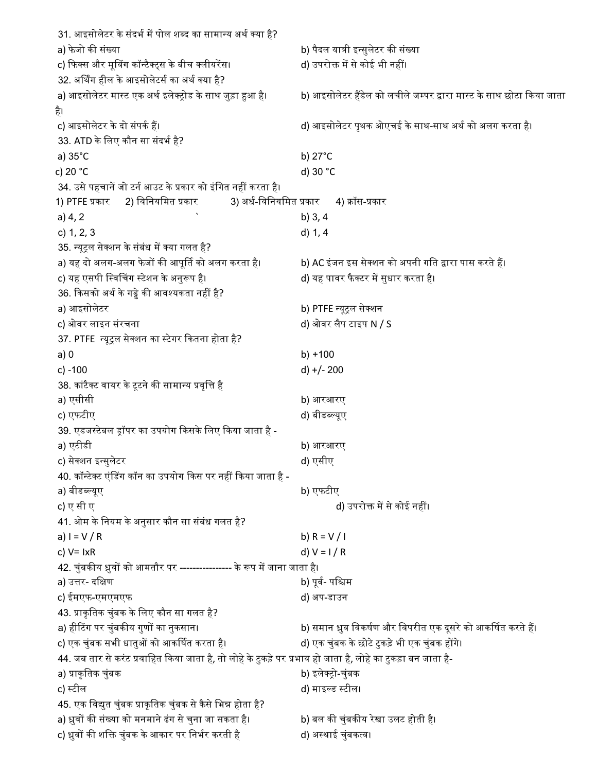31. आइसोलेटर के संदर्भ में पोल शब्द का सामान्य अर्थ क्या है?

a) फेजो की संख्या

b) पैदल यात्री इन्सुलेटर की संख्या

c) फिक्स और मूविंग कॉन्टैक्ट्स के बीच क्लीयरेंस।

d) उपरोक्त में से कोई भी नहीं।

32. अर्थिंग हील के आइसोलेटर्स का अर्थ क्या है?

a) आइसोलेटर मास्ट एक अर्थ इलेक्ट्रोड के साथ जुड़ा हुआ है।

b) आइसोलेटर हैंडेल को लचीले जम्पर द्वारा मास्ट के साथ छोटा किया जाता है।

c) आइसोलेटर के दो संपर्क हैं।

d) आइसोलेटर पृथक ओएचई के साथ-साथ अर्थ को अलग करता है।

33. ATD के लिए कौन सा संदर्भ है?

a) 35°C

b) 27°C

c) 20 °C

d) 30 °C

34. उसे पहचानें जो टर्न आउट के प्रकार को इंगित नहीं करता है।

1) PTFE प्रकार 2) विनियमित प्रकार 3) अर्ध-विनियमित प्रकार 4) क्रॉस-प्रकार

a) 4, 2

b) 3, 4

c) 1, 2, 3

d) 1, 4

35. न्यूट्रल सेक्शन के संबंध में क्या गलत है?

a) यह दो अलग-अलग फेजों की आपूर्ति को अलग करता है।

b) AC इंजन इस सेक्शन को अपनी गति द्वारा पास करते हैं।

c) यह एसपी स्विचिंग स्टेशन के अनुरूप है।

d) यह पावर फैक्टर में सुधार करता है।

36. किसको अर्थ के गड्ढे की आवश्यकता नहीं है?

a) आइसोलेटर

b) PTFE न्यूट्रल सेक्शन

c) ओवर लाइन संरचना

d) ओवर लैप टाइप N / S

37. PTFE न्यूट्रल सेक्शन का स्टेगर कितना होता है?

a) 0

b) +100

c) -100

d) +/- 200

38. कांटैक्ट वायर के टूटने की सामान्य प्रवृत्ति है

a) एसीसी

b) आरआरए

c) एफटीए

d) बीडब्ल्यूए

39. एडजस्टेबल ड्रॉपर का उपयोग किसके लिए किया जाता है -

a) एटीडी

b) आरआरए

c) सेक्शन इन्सुलेटर

d) एसीए

40. कॉन्टेक्ट एंडिंग कॉन का उपयोग किस पर नहीं किया जाता है -

a) बीडब्ल्यूए

b) एफटीए

c) ए सी ए

d) उपरोक्त में से कोई नहीं।

41. ओम के नियम के अनुसार कौन सा संबंध गलत है?

a) I = V / R

b) R = V / I

c) V= IxR

d) V = I / R

42. चुंबकीय ध्रुवों को आमतौर पर ---------------- के रूप में जाना जाता है।

a) उत्तर- दक्षिण

b) पूर्व- पश्चिम

c) ईमएफ-एमएमएफ

d) अप-डाउन

43. प्राकृतिक चुंबक के लिए कौन सा गलत है?

a) हीटिंग पर चुंबकीय गुणों का नुकसान।

b) समान ध्रुव विकर्षण और विपरीत एक दूसरे को आकर्षित करते हैं।

c) एक चुंबक सभी धातुओं को आकर्षित करता है।

d) एक चुंबक के छोटे टुकड़े भी एक चुंबक होंगे।

44. जब तार से करंट प्रवाहित किया जाता है, तो लोहे के टुकड़े पर प्रभाव हो जाता है, लोहे का टुकड़ा बन जाता है-

a) प्राकृतिक चुंबक

b) इलेक्ट्रो-चुंबक

c) स्टील

d) माइल्ड स्टील।

45. एक विद्युत चुंबक प्राकृतिक चुंबक से कैसे भिन्न होता है?

a) ध्रुवों की संख्या को मनमाने ढंग से चुना जा सकता है।

b) बल की चुंबकीय रेखा उलट होती है।

c) ध्रुवों की शक्ति चुंबक के आकार पर निर्भर करती है

d) अस्थाई चुंबकत्व।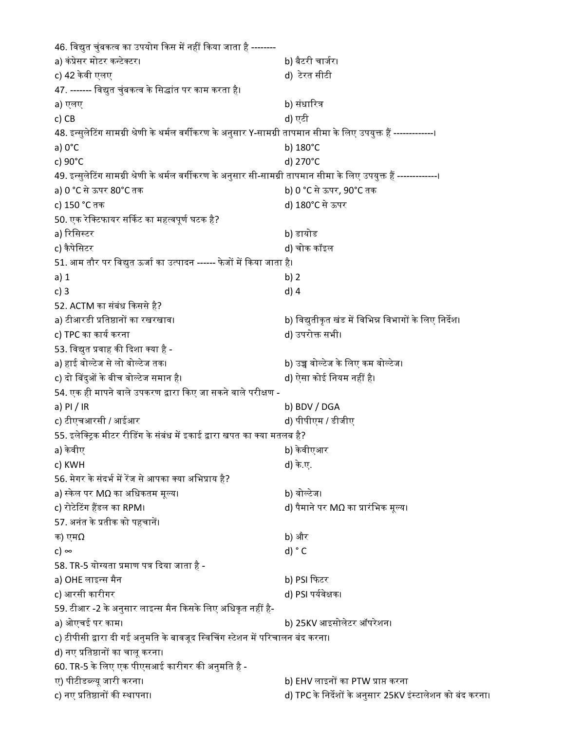46. विद्युत चुंबकत्व का उपयोग किस में नहीं किया जाता है --------

a) कंप्रेसर मोटर कन्टेक्टर।

b) बैटरी चार्जर।

c) 42 केवी एलए

d) टेरत सीटी

47. ------- विद्युत चुंबकत्व के सिद्धांत पर काम करता है।

a) एलए

b) संधारित्र

c) CB

d) एटी

48. इन्सुलेटिंग सामग्री श्रेणी के थर्मल वर्गीकरण के अनुसार Y-सामग्री तापमान सीमा के लिए उपयुक्त हैं -------------।

a) 0°C

b) 180°C

c) 90°C

d) 270°C

49. इन्सुलेटिंग सामग्री श्रेणी के थर्मल वर्गीकरण के अनुसार सी-सामग्री तापमान सीमा के लिए उपयुक्त हैं -------------।

a) 0 °C से ऊपर 80°C तक

b) 0 °C से ऊपर, 90°C तक

c) 150 °C तक

d) 180°C से ऊपर

50. एक रेक्टिफायर सर्किट का महत्वपूर्ण घटक है?

a) रिसिस्टर

b) डायोड

c) कैपेसिटर

d) चोक कॉइल

51. आम तौर पर विद्युत ऊर्जा का उत्पादन ------ फेजों में किया जाता है।

a) 1

b) 2

c) 3

d) 4

52. ACTM का संबंध किससे है?

a) टीआरडी प्रतिष्ठानों का रखरखाव।

b) विद्युतीकृत खंड में विभिन्न विभागों के लिए निर्देश।

c) TPC का कार्य करना

d) उपरोक्त सभी।

53. विद्युत प्रवाह की दिशा क्या है -

a) हाई वोल्टेज से लो वोल्टेज तक।

b) उच्च वोल्टेज के लिए कम वोल्टेज।

c) दो बिंदुओं के बीच वोल्टेज समान है।

d) ऐसा कोई नियम नहीं है।

54. एक ही मापने वाले उपकरण द्वारा किए जा सकने वाले परीक्षण -

a) PI / IR

b) BDV / DGA

c) टीएचआरसी / आईआर

d) पीपीएम / डीजीए

55. इलेक्ट्रिक मीटर रीडिंग के संबंध में इकाई द्वारा खपत का क्या मतलब है?

a) केवीए

b) केवीएआर

c) KWH

d) के.ए.

56. मेगर के संदर्भ में रेंज से आपका क्या अभिप्राय है?

a) स्केल पर MΩ का अधिकतम मूल्य।

b) वोल्टेज।

c) रोटेटिंग हैंडल का RPM।

d) पैमाने पर MΩ का प्रारंभिक मूल्य।

57. अनंत के प्रतीक को पहचानें।

क) एमΩ

b) और

c) ∞

d) ° C

58. TR-5 योग्यता प्रमाण पत्र दिया जाता है -

a) OHE लाइन्स मैन

b) PSI फिटर

c) आरसी कारीगर

d) PSI पर्यवेक्षक।

59. टीआर -2 के अनुसार लाइन्स मैन किसके लिए अधिकृत नहीं है-

a) ओएचई पर काम।

b) 25KV आइसोलेटर ऑपरेशन।

c) टीपीसी द्वारा दी गई अनुमति के बावजूद स्विचिंग स्टेशन में परिचालन बंद करना।

d) नए प्रतिष्ठानों का चालू करना।

60. TR-5 के लिए एक पीएसआई कारीगर की अनुमति है -

ए) पीटीडब्ल्यू जारी करना।

b) EHV लाइनों का PTW प्राप्त करना

c) नए प्रतिष्ठानों की स्थापना।

d) TPC के निर्देशों के अनुसार 25KV इंस्टालेशन को बंद करना।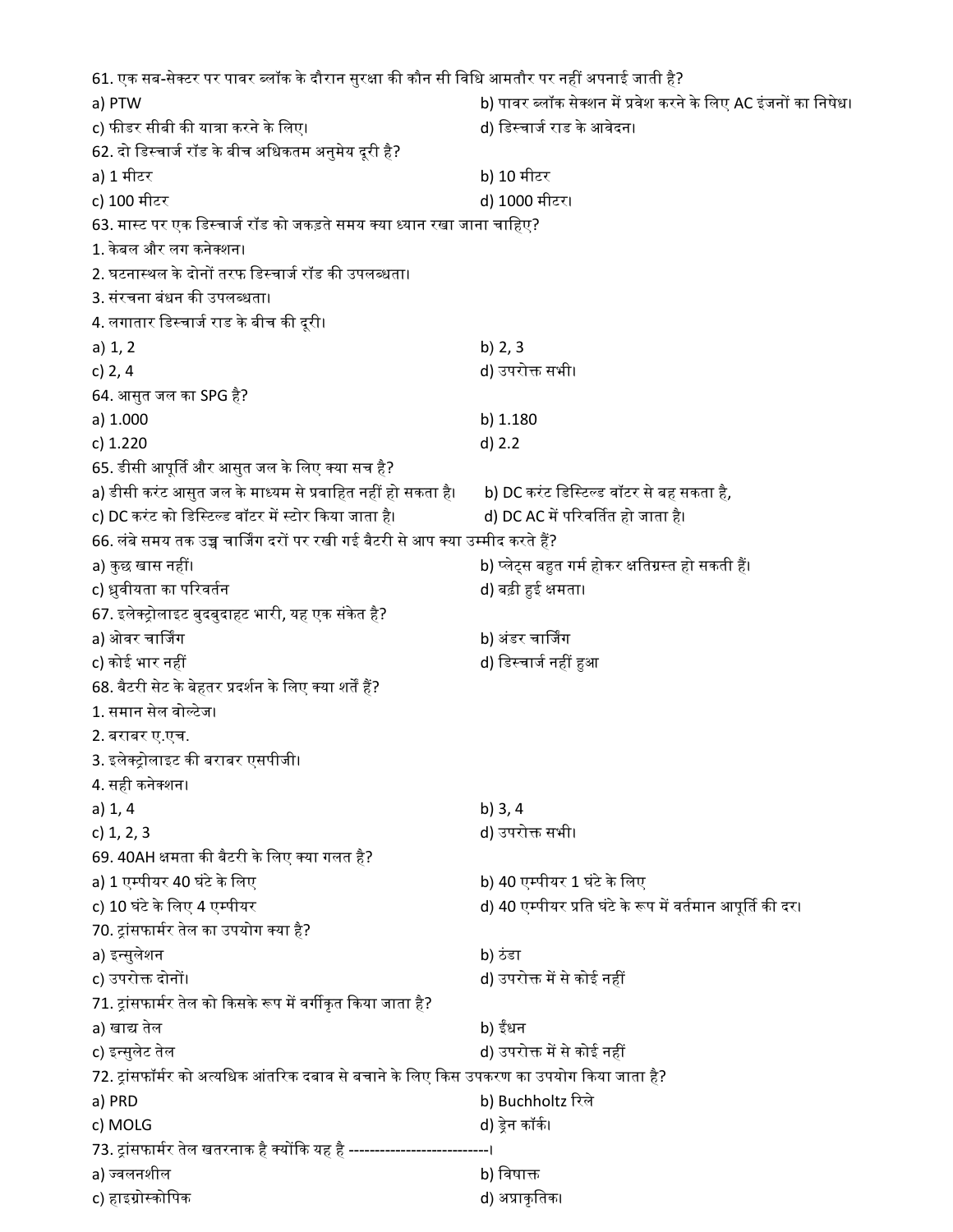61. एक सब-सेक्टर पर पावर ब्लॉक के दौरान सुरक्षा की कौन सी विधि आमतौर पर नहीं अपनाई जाती है?

a) PTW

b) पावर ब्लॉक सेक्शन में प्रवेश करने के लिए AC इंजनों का निषेध।

c) फीडर सीबी की यात्रा करने के लिए।

d) डिस्चार्ज राड के आवेदन।

62. दो डिस्चार्ज रॉड के बीच अधिकतम अनुमेय दूरी है?

a) 1 मीटर

b) 10 मीटर

c) 100 मीटर

d) 1000 मीटर।

63. मास्ट पर एक डिस्चार्ज रॉड को जकड़ते समय क्या ध्यान रखा जाना चाहिए?

1. केबल और लग कनेक्शन।
2. घटनास्थल के दोनों तरफ डिस्चार्ज रॉड की उपलब्धता।
3. संरचना बंधन की उपलब्धता।
4. लगातार डिस्चार्ज राड के बीच की दूरी।

a) 1, 2

b) 2, 3

c) 2, 4

d) उपरोक्त सभी।

64. आसुत जल का SPG है?

a) 1.000

b) 1.180

c) 1.220

d) 2.2

65. डीसी आपूर्ति और आसुत जल के लिए क्या सच है?

a) डीसी करंट आसुत जल के माध्यम से प्रवाहित नहीं हो सकता है।

b) DC करंट डिस्टिल्ड वॉटर से बह सकता है,

c) DC करंट को डिस्टिल्ड वॉटर में स्टोर किया जाता है।

d) DC AC में परिवर्तित हो जाता है।

66. लंबे समय तक उच्च चार्जिंग दरों पर रखी गई बैटरी से आप क्या उम्मीद करते हैं?

a) कुछ खास नहीं।

b) प्लेट्स बहुत गर्म होकर क्षतिग्रस्त हो सकती हैं।

c) ध्रुवीयता का परिवर्तन

d) बढ़ी हुई क्षमता।

67. इलेक्ट्रोलाइट बुदबुदाहट भारी, यह एक संकेत है?

a) ओवर चार्जिंग

b) अंडर चार्जिंग

c) कोई भार नहीं

d) डिस्चार्ज नहीं हुआ

68. बैटरी सेट के बेहतर प्रदर्शन के लिए क्या शर्तें हैं?

1. समान सेल वोल्टेज।
2. बराबर ए.एच.
3. इलेक्ट्रोलाइट की बराबर एसपीजी।
4. सही कनेक्शन।

a) 1, 4

b) 3, 4

c) 1, 2, 3

d) उपरोक्त सभी।

69. 40AH क्षमता की बैटरी के लिए क्या गलत है?

a) 1 एम्पीयर 40 घंटे के लिए

b) 40 एम्पीयर 1 घंटे के लिए

c) 10 घंटे के लिए 4 एम्पीयर

d) 40 एम्पीयर प्रति घंटे के रूप में वर्तमान आपूर्ति की दर।

70. ट्रांसफार्मर तेल का उपयोग क्या है?

a) इन्सुलेशन

b) ठंडा

c) उपरोक्त दोनों।

d) उपरोक्त में से कोई नहीं

71. ट्रांसफार्मर तेल को किसके रूप में वर्गीकृत किया जाता है?

a) खाद्य तेल

b) ईंधन

c) इन्सुलेट तेल

d) उपरोक्त में से कोई नहीं

72. ट्रांसफॉर्मर को अत्यधिक आंतरिक दबाव से बचाने के लिए किस उपकरण का उपयोग किया जाता है?

a) PRD

b) Buchholtz रिले

c) MOLG

d) ड्रेन कॉर्क।

73. ट्रांसफार्मर तेल खतरनाक है क्योंकि यह है --------------------------।

a) ज्वलनशील

b) विषाक्त

c) हाइग्रोस्कोपिक

d) अप्राकृतिक।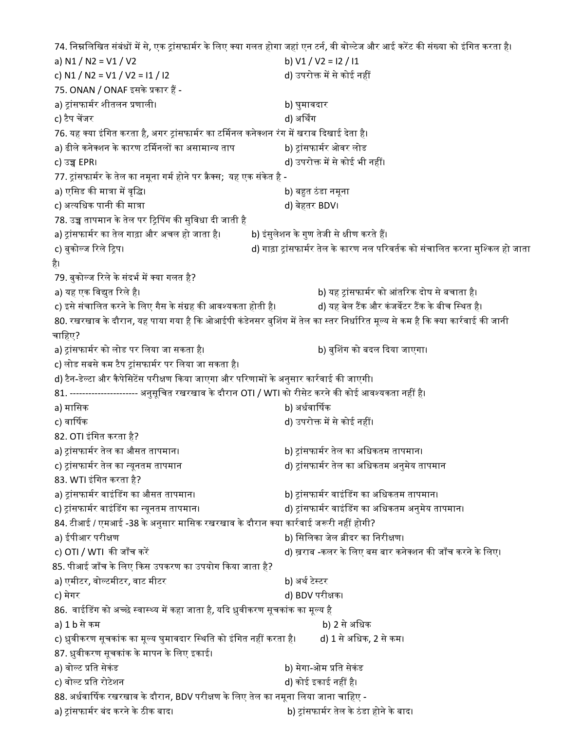74. निम्नलिखित संबंधों में से, एक ट्रांसफार्मर के लिए क्या गलत होगा जहां एन टर्न, वी वोल्टेज और आई करेंट की संख्या को इंगित करता है।

a) N1 / N2 = V1 / V2
b) V1 / V2 = I2 / I1
c) N1 / N2 = V1 / V2 = I1 / I2
d) उपरोक्त में से कोई नहीं

75. ONAN / ONAF इसके प्रकार हैं -

a) ट्रांसफार्मर शीतलन प्रणाली।
b) घुमावदार
c) टैप चेंजर
d) अर्थिंग

76. यह क्या इंगित करता है, अगर ट्रांसफार्मर का टर्मिनल कनेक्शन रंग में खराब दिखाई देता है।

a) ढीले कनेक्शन के कारण टर्मिनलों का असामान्य ताप
b) ट्रांसफार्मर ओवर लोड
c) उच्च EPR।
d) उपरोक्त में से कोई भी नहीं।

77. ट्रांसफार्मर के तेल का नमूना गर्म होने पर क्रैक्स; यह एक संकेत है -

a) एसिड की मात्रा में वृद्धि।
b) बहुत ठंडा नमूना
c) अत्यधिक पानी की मात्रा
d) बेहतर BDV।

78. उच्च तापमान के तेल पर ट्रिपिंग की सुविधा दी जाती है

a) ट्रांसफार्मर का तेल गाढ़ा और अचल हो जाता है।
b) इंसुलेशन के गुण तेजी से क्षीण करते हैं।
c) बुकोल्ज रिले ट्रिप।
d) गाढ़ा ट्रांसफार्मर तेल के कारण नल परिवर्तक को संचालित करना मुश्किल हो जाता है।

79. बुकोल्ज रिले के संदर्भ में क्या गलत है?

a) यह एक विद्युत रिले है।
b) यह ट्रांसफार्मर को आंतरिक दोष से बचाता है।
c) इसे संचालित करने के लिए गैस के संग्रह की आवश्यकता होती है।
d) यह बेल टैंक और कंजर्वेटर टैंक के बीच स्थित है।

80. रखरखाव के दौरान, यह पाया गया है कि ओआईपी कंडेनसर बुशिंग में तेल का स्तर निर्धारित मूल्य से कम है कि क्या कार्रवाई की जानी चाहिए?

a) ट्रांसफार्मर को लोड पर लिया जा सकता है।
b) बुशिंग को बदल दिया जाएगा।
c) लोड सबसे कम टैप ट्रांसफार्मर पर लिया जा सकता है।
d) टैन-डेल्टा और कैपेसिटेंस परीक्षण किया जाएगा और परिणामों के अनुसार कार्रवाई की जाएगी।

81. --------------------- अनुसूचित रखरखाव के दौरान OTI / WTI को रीसेट करने की कोई आवश्यकता नहीं है।

a) मासिक
b) अर्धवार्षिक
c) वार्षिक
d) उपरोक्त में से कोई नहीं।

82. OTI इंगित करता है?

a) ट्रांसफार्मर तेल का औसत तापमान।
b) ट्रांसफार्मर तेल का अधिकतम तापमान।
c) ट्रांसफार्मर तेल का न्यूनतम तापमान
d) ट्रांसफार्मर तेल का अधिकतम अनुमेय तापमान

83. WTI इंगित करता है?

a) ट्रांसफार्मर वाइंडिंग का औसत तापमान।
b) ट्रांसफार्मर वाइंडिंग का अधिकतम तापमान।
c) ट्रांसफार्मर वाइंडिंग का न्यूनतम तापमान।
d) ट्रांसफार्मर वाइंडिंग का अधिकतम अनुमेय तापमान।

84. टीआई / एमआई -38 के अनुसार मासिक रखरखाव के दौरान क्या कार्रवाई जरूरी नहीं होगी?

a) ईपीआर परीक्षण
b) सिलिका जेल ब्रीदर का निरीक्षण।
c) OTI / WTI की जाँच करें
d) ख़राब -कलर के लिए बस बार कनेक्शन की जाँच करने के लिए।

85. पीआई जाँच के लिए किस उपकरण का उपयोग किया जाता है?

a) एमीटर, वोल्टमीटर, वाट मीटर
b) अर्थ टेस्टर
c) मेगर
d) BDV परीक्षक।

86. वाईडिंग को अच्छे स्वास्थ्य में कहा जाता है, यदि ध्रुवीकरण सूचकांक का मूल्य है

a) 1 b से कम
b) 2 से अधिक
c) ध्रुवीकरण सूचकांक का मूल्य घुमावदार स्थिति को इंगित नहीं करता है।
d) 1 से अधिक, 2 से कम।

87. ध्रुवीकरण सूचकांक के मापन के लिए इकाई।

a) वोल्ट प्रति सेकंड
b) मेगा-ओम प्रति सेकंड
c) वोल्ट प्रति रोटेशन
d) कोई इकाई नहीं है।

88. अर्धवार्षिक रखरखाव के दौरान, BDV परीक्षण के लिए तेल का नमूना लिया जाना चाहिए -

a) ट्रांसफार्मर बंद करने के ठीक बाद।
b) ट्रांसफार्मर तेल के ठंडा होने के बाद।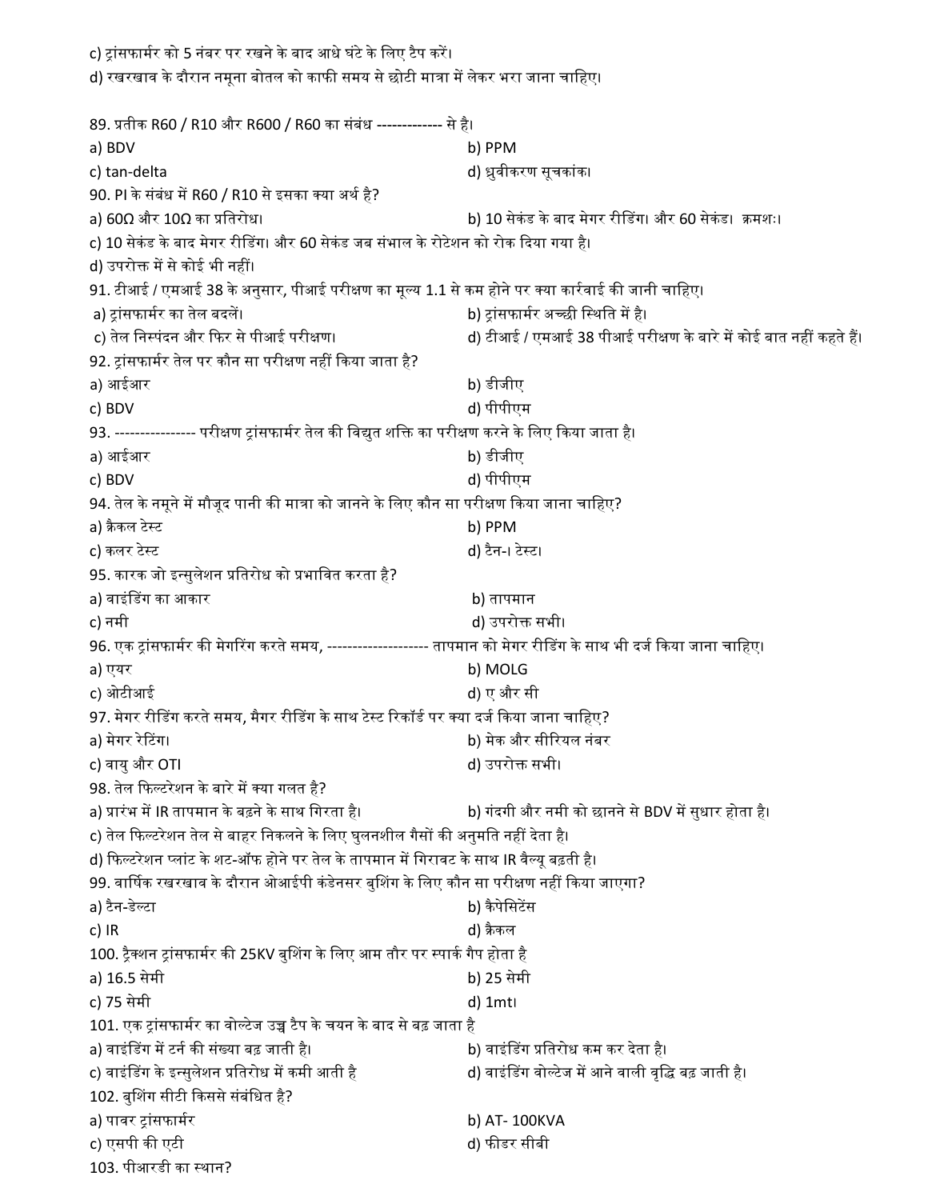c) ट्रांसफार्मर को 5 नंबर पर रखने के बाद आधे घंटे के लिए टैप करें।

d) रखरखाव के दौरान नमूना बोतल को काफी समय से छोटी मात्रा में लेकर भरा जाना चाहिए।

89. प्रतीक R60 / R10 और R600 / R60 का संबंध ------------- से है।

a) BDV

b) PPM

c) tan-delta

d) ध्रुवीकरण सूचकांक।

90. PI के संबंध में R60 / R10 से इसका क्या अर्थ है?

a) 60Ω और 10Ω का प्रतिरोध।

b) 10 सेकंड के बाद मेगर रीडिंग। और 60 सेकंड। क्रमशः।

c) 10 सेकंड के बाद मेगर रीडिंग। और 60 सेकंड जब संभाल के रोटेशन को रोक दिया गया है।

d) उपरोक्त में से कोई भी नहीं।

91. टीआई / एमआई 38 के अनुसार, पीआई परीक्षण का मूल्य 1.1 से कम होने पर क्या कार्रवाई की जानी चाहिए।

a) ट्रांसफार्मर का तेल बदलें।

b) ट्रांसफार्मर अच्छी स्थिति में है।

c) तेल निस्पंदन और फिर से पीआई परीक्षण।

d) टीआई / एमआई 38 पीआई परीक्षण के बारे में कोई बात नहीं कहते हैं।

92. ट्रांसफार्मर तेल पर कौन सा परीक्षण नहीं किया जाता है?

a) आईआर

b) डीजीए

c) BDV

d) पीपीएम

93. ---------------- परीक्षण ट्रांसफार्मर तेल की विद्युत शक्ति का परीक्षण करने के लिए किया जाता है।

a) आईआर

b) डीजीए

c) BDV

d) पीपीएम

94. तेल के नमूने में मौजूद पानी की मात्रा को जानने के लिए कौन सा परीक्षण किया जाना चाहिए?

a) क्रैकल टेस्ट

b) PPM

c) कलर टेस्ट

d) टैन-। टेस्ट।

95. कारक जो इन्सुलेशन प्रतिरोध को प्रभावित करता है?

a) वाइंडिंग का आकार

b) तापमान

c) नमी

d) उपरोक्त सभी।

96. एक ट्रांसफार्मर की मेगरिंग करते समय, -------------------- तापमान को मेगर रीडिंग के साथ भी दर्ज किया जाना चाहिए।

a) एयर

b) MOLG

c) ओटीआई

d) ए और सी

97. मेगर रीडिंग करते समय, मैगर रीडिंग के साथ टेस्ट रिकॉर्ड पर क्या दर्ज किया जाना चाहिए?

a) मेगर रेटिंग।

b) मेक और सीरियल नंबर

c) वायु और OTI

d) उपरोक्त सभी।

98. तेल फिल्टरेशन के बारे में क्या गलत है?

a) प्रारंभ में IR तापमान के बढ़ने के साथ गिरता है।

b) गंदगी और नमी को छानने से BDV में सुधार होता है।

c) तेल फिल्टरेशन तेल से बाहर निकलने के लिए घुलनशील गैसों की अनुमति नहीं देता है।

d) फिल्टरेशन प्लांट के शट-ऑफ होने पर तेल के तापमान में गिरावट के साथ IR वैल्यू बढ़ती है।

99. वार्षिक रखरखाव के दौरान ओआईपी कंडेनसर बुशिंग के लिए कौन सा परीक्षण नहीं किया जाएगा?

a) टैन-डेल्टा

b) कैपेसिटेंस

c) IR

d) क्रैकल

100. ट्रैक्शन ट्रांसफार्मर की 25KV बुशिंग के लिए आम तौर पर स्पार्क गैप होता है

a) 16.5 सेमी

b) 25 सेमी

c) 75 सेमी

d) 1mt।

101. एक ट्रांसफार्मर का वोल्टेज उच्च टैप के चयन के बाद से बढ़ जाता है

a) वाइंडिंग में टर्न की संख्या बढ़ जाती है।

b) वाइंडिंग प्रतिरोध कम कर देता है।

c) वाइंडिंग के इन्सुलेशन प्रतिरोध में कमी आती है

d) वाइंडिंग वोल्टेज में आने वाली वृद्धि बढ़ जाती है।

102. बुशिंग सीटी किससे संबंधित है?

a) पावर ट्रांसफार्मर

b) AT- 100KVA

c) एसपी की एटी

d) फीडर सीबी

103. पीआरडी का स्थान?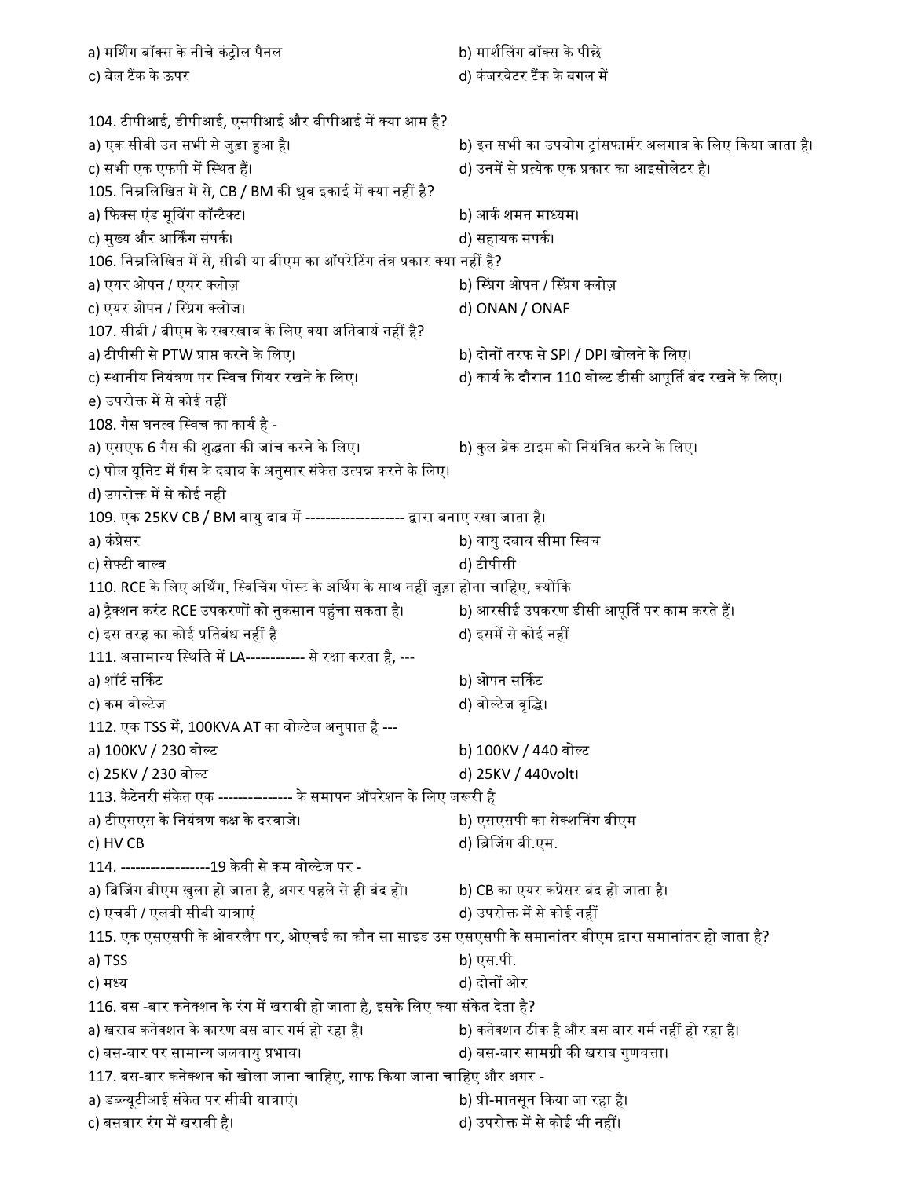a) मर्शिंग बॉक्स के नीचे कंट्रोल पैनल

b) मार्शलिंग बॉक्स के पीछे

c) बेल टैंक के ऊपर

d) कंजरवेटर टैंक के बगल में

104. टीपीआई, डीपीआई, एसपीआई और बीपीआई में क्या आम है?

a) एक सीबी उन सभी से जुड़ा हुआ है।

b) इन सभी का उपयोग ट्रांसफार्मर अलगाव के लिए किया जाता है।

c) सभी एक एफपी में स्थित हैं।

d) उनमें से प्रत्येक एक प्रकार का आइसोलेटर है।

105. निम्नलिखित में से, CB / BM की ध्रुव इकाई में क्या नहीं है?

a) फिक्स एंड मूविंग कॉन्टैक्ट।

b) आर्क शमन माध्यम।

c) मुख्य और आर्किंग संपर्क।

d) सहायक संपर्क।

106. निम्नलिखित में से, सीबी या बीएम का ऑपरेटिंग तंत्र प्रकार क्या नहीं है?

a) एयर ओपन / एयर क्लोज़

b) स्प्रिंग ओपन / स्प्रिंग क्लोज़

c) एयर ओपन / स्प्रिंग क्लोज।

d) ONAN / ONAF

107. सीबी / बीएम के रखरखाव के लिए क्या अनिवार्य नहीं है?

a) टीपीसी से PTW प्राप्त करने के लिए।

b) दोनों तरफ से SPI / DPI खोलने के लिए।

c) स्थानीय नियंत्रण पर स्विच गियर रखने के लिए।

d) कार्य के दौरान 110 वोल्ट डीसी आपूर्ति बंद रखने के लिए।

e) उपरोक्त में से कोई नहीं

108. गैस घनत्व स्विच का कार्य है -

a) एसएफ 6 गैस की शुद्धता की जांच करने के लिए।

b) कुल ब्रेक टाइम को नियंत्रित करने के लिए।

c) पोल यूनिट में गैस के दबाव के अनुसार संकेत उत्पन्न करने के लिए।

d) उपरोक्त में से कोई नहीं

109. एक 25KV CB / BM वायु दाब में -------------------- द्वारा बनाए रखा जाता है।

a) कंप्रेसर

b) वायु दबाव सीमा स्विच

c) सेफ्टी वाल्व

d) टीपीसी

110. RCE के लिए अर्थिंग, स्विचिंग पोस्ट के अर्थिंग के साथ नहीं जुड़ा होना चाहिए, क्योंकि

a) ट्रैक्शन करंट RCE उपकरणों को नुकसान पहुंचा सकता है।

b) आरसीई उपकरण डीसी आपूर्ति पर काम करते हैं।

c) इस तरह का कोई प्रतिबंध नहीं है

d) इसमें से कोई नहीं

111. असामान्य स्थिति में LA------------ से रक्षा करता है, ---

a) शॉर्ट सर्किट

b) ओपन सर्किट

c) कम वोल्टेज

d) वोल्टेज वृद्धि।

112. एक TSS में, 100KVA AT का वोल्टेज अनुपात है ---

a) 100KV / 230 वोल्ट

b) 100KV / 440 वोल्ट

c) 25KV / 230 वोल्ट

d) 25KV / 440volt।

113. कैटेनरी संकेत एक --------------- के समापन ऑपरेशन के लिए जरूरी है

a) टीएसएस के नियंत्रण कक्ष के दरवाजे।

b) एसएसपी का सेक्शनिंग बीएम

c) HV CB

d) ब्रिजिंग बी.एम.

114. ------------------19 केवी से कम वोल्टेज पर -

a) ब्रिजिंग बीएम खुला हो जाता है, अगर पहले से ही बंद हो।

b) CB का एयर कंप्रेसर बंद हो जाता है।

c) एचवी / एलवी सीबी यात्राएं

d) उपरोक्त में से कोई नहीं

115. एक एसएसपी के ओवरलैप पर, ओएचई का कौन सा साइड उस एसएसपी के समानांतर बीएम द्वारा समानांतर हो जाता है?

a) TSS

b) एस.पी.

c) मध्य

d) दोनों ओर

116. बस -बार कनेक्शन के रंग में खराबी हो जाता है, इसके लिए क्या संकेत देता है?

a) खराब कनेक्शन के कारण बस बार गर्म हो रहा है।

b) कनेक्शन ठीक है और बस बार गर्म नहीं हो रहा है।

c) बस-बार पर सामान्य जलवायु प्रभाव।

d) बस-बार सामग्री की खराब गुणवत्ता।

117. बस-बार कनेक्शन को खोला जाना चाहिए, साफ किया जाना चाहिए और अगर -

a) डब्ल्यूटीआई संकेत पर सीबी यात्राएं।

b) प्री-मानसून किया जा रहा है।

c) बसबार रंग में खराबी है।

d) उपरोक्त में से कोई भी नहीं।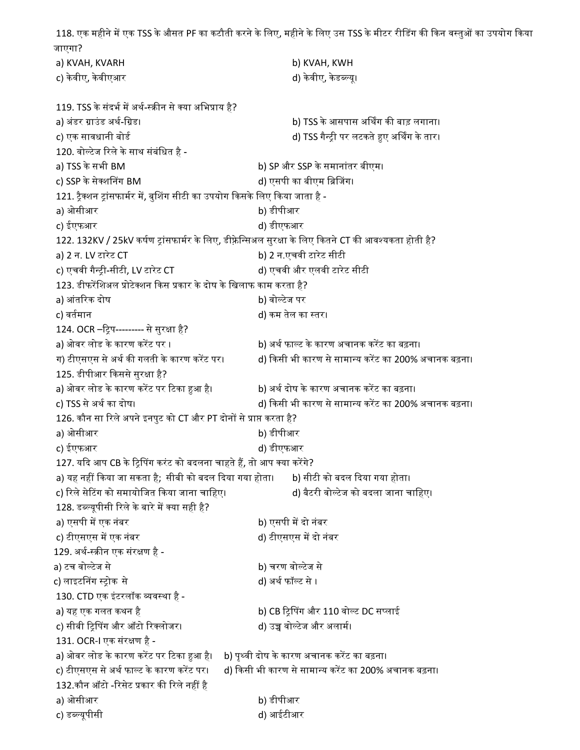118. एक महीने में एक TSS के औसत PF का कटौती करने के लिए, महीने के लिए उस TSS के मीटर रीडिंग की किन वस्तुओं का उपयोग किया जाएगा?

a) KVAH, KVARH　　b) KVAH, KWH

c) केवीए, केवीएआर　　d) केवीए, केडब्ल्यू।

119. TSS के संदर्भ में अर्थ-स्क्रीन से क्या अभिप्राय है?

a) अंडर ग्राउंड अर्थ-ग्रिड।　　b) TSS के आसपास अर्थिंग की बाड़ लगाना।

c) एक सावधानी बोर्ड　　d) TSS गैन्ट्री पर लटकते हुए अर्थिंग के तार।

120. वोल्टेज रिले के साथ संबंधित है -

a) TSS के सभी BM　　b) SP और SSP के समानांतर बीएम।

c) SSP के सेक्शनिंग BM　　d) एसपी का बीएम ब्रिजिंग।

121. ट्रैक्शन ट्रांसफार्मर में, बुशिंग सीटी का उपयोग किसके लिए किया जाता है -

a) ओसीआर　　b) डीपीआर

c) ईएफआर　　d) डीएफआर

122. 132KV / 25kV कर्षण ट्रांसफार्मर के लिए, डीफ्रेन्सिअल सुरक्षा के लिए कितने CT की आवश्यकता होती है?

a) 2 न. LV टारेट CT　　b) 2 न.एचवी टारेट सीटी

c) एचवी गैन्ट्री-सीटी, LV टारेट CT　　d) एचवी और एलवी टारेट सीटी

123. डीफरेंशिअल प्रोटेक्शन किस प्रकार के दोष के खिलाफ काम करता है?

a) आंतरिक दोष　　b) वोल्टेज पर

c) वर्तमान　　d) कम तेल का स्तर।

124. OCR –ट्रिप--------- से सुरक्षा है?

a) ओवर लोड के कारण करेंट पर ।　　b) अर्थ फाल्ट के कारण अचानक करेंट का बढ़ना।

ग) टीएसएस से अर्थ की गलती के कारण करेंट पर।　　d) किसी भी कारण से सामान्य करेंट का 200% अचानक बढ़ना।

125. डीपीआर किससे सुरक्षा है?

a) ओवर लोड के कारण करेंट पर टिका हुआ है।　　b) अर्थ दोष के कारण अचानक करेंट का बढ़ना।

c) TSS से अर्थ का दोष।　　d) किसी भी कारण से सामान्य करेंट का 200% अचानक बढ़ना।

126. कौन सा रिले अपने इनपुट को CT और PT दोनों से प्राप्त करता है?

a) ओसीआर　　b) डीपीआर

c) ईएफआर　　d) डीएफआर

127. यदि आप CB के ट्रिपिंग करंट को बदलना चाहते हैं, तो आप क्या करेंगे?

a) यह नहीं किया जा सकता है; सीबी को बदल दिया गया होता।　　b) सीटी को बदल दिया गया होता।

c) रिले सेटिंग को समायोजित किया जाना चाहिए।　　d) बैटरी वोल्टेज को बदला जाना चाहिए।

128. डब्ल्यूपीसी रिले के बारे में क्या सही है?

a) एसपी में एक नंबर　　b) एसपी में दो नंबर

c) टीएसएस में एक नंबर　　d) टीएसएस में दो नंबर

129. अर्थ-स्क्रीन एक संरक्षण है -

a) टच वोल्टेज से　　b) चरण वोल्टेज से

c) लाइटनिंग स्ट्रोक से　　d) अर्थ फॉल्ट से ।

130. CTD एक इंटरलॉक व्यवस्था है -

a) यह एक गलत कथन है　　b) CB ट्रिपिंग और 110 वोल्ट DC सप्लाई

c) सीबी ट्रिपिंग और ऑटो रिक्लोजर।　　d) उच्च वोल्टेज और अलार्म।

131. OCR-I एक संरक्षण है -

a) ओवर लोड के कारण करेंट पर टिका हुआ है।　　b) पृथ्वी दोष के कारण अचानक करेंट का बढ़ना।

c) टीएसएस से अर्थ फाल्ट के कारण करेंट पर।　　d) किसी भी कारण से सामान्य करेंट का 200% अचानक बढ़ना।

132.कौन ऑटो -रिसेट प्रकार की रिले नहीं है

a) ओसीआर　　b) डीपीआर

c) डब्ल्यूपीसी　　d) आईटीआर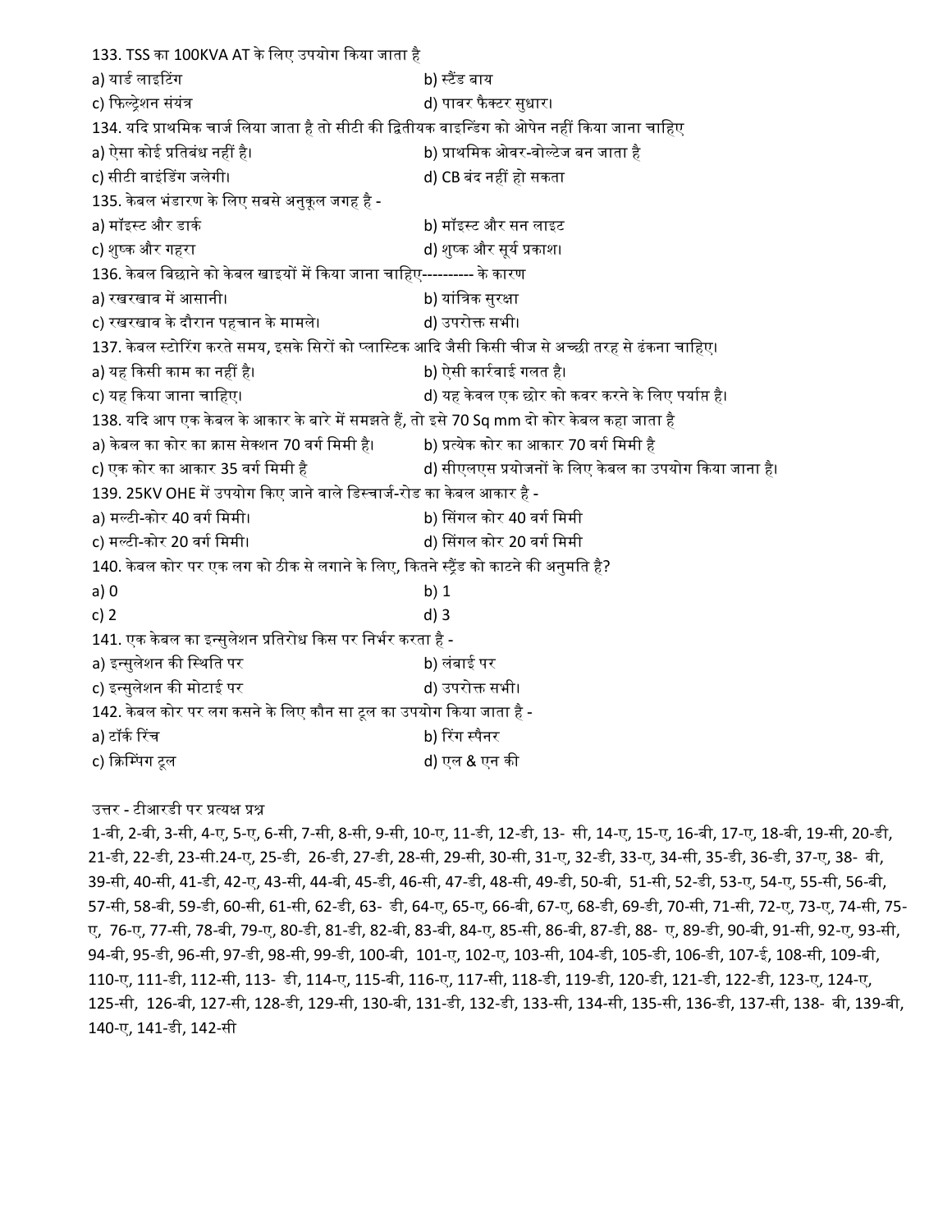133. TSS का 100KVA AT के लिए उपयोग किया जाता है

a) यार्ड लाइटिंग
b) स्टैंड बाय
c) फिल्ट्रेशन संयंत्र
d) पावर फैक्टर सुधार।

134. यदि प्राथमिक चार्ज लिया जाता है तो सीटी की द्वितीयक वाइन्डिंग को ओपेन नहीं किया जाना चाहिए

a) ऐसा कोई प्रतिबंध नहीं है।
b) प्राथमिक ओवर-वोल्टेज बन जाता है
c) सीटी वाइंडिंग जलेगी।
d) CB बंद नहीं हो सकता

135. केबल भंडारण के लिए सबसे अनुकूल जगह है -

a) मॉइस्ट और डार्क
b) मॉइस्ट और सन लाइट
c) शुष्क और गहरा
d) शुष्क और सूर्य प्रकाश।

136. केबल बिछाने को केबल खाइयों में किया जाना चाहिए---------- के कारण

a) रखरखाव में आसानी।
b) यांत्रिक सुरक्षा
c) रखरखाव के दौरान पहचान के मामले।
d) उपरोक्त सभी।

137. केबल स्टोरिंग करते समय, इसके सिरों को प्लास्टिक आदि जैसी किसी चीज से अच्छी तरह से ढंकना चाहिए।

a) यह किसी काम का नहीं है।
b) ऐसी कार्रवाई गलत है।
c) यह किया जाना चाहिए।
d) यह केवल एक छोर को कवर करने के लिए पर्याप्त है।

138. यदि आप एक केबल के आकार के बारे में समझते हैं, तो इसे 70 Sq mm दो कोर केबल कहा जाता है

a) केबल का कोर का क्रास सेक्शन 70 वर्ग मिमी है।
b) प्रत्येक कोर का आकार 70 वर्ग मिमी है
c) एक कोर का आकार 35 वर्ग मिमी है
d) सीएलएस प्रयोजनों के लिए केबल का उपयोग किया जाना है।

139. 25KV OHE में उपयोग किए जाने वाले डिस्चार्ज-रोड का केबल आकार है -

a) मल्टी-कोर 40 वर्ग मिमी।
b) सिंगल कोर 40 वर्ग मिमी
c) मल्टी-कोर 20 वर्ग मिमी।
d) सिंगल कोर 20 वर्ग मिमी

140. केबल कोर पर एक लग को ठीक से लगाने के लिए, कितने स्ट्रैंड को काटने की अनुमति है?

a) 0
b) 1
c) 2
d) 3

141. एक केबल का इन्सुलेशन प्रतिरोध किस पर निर्भर करता है -

a) इन्सुलेशन की स्थिति पर
b) लंबाई पर
c) इन्सुलेशन की मोटाई पर
d) उपरोक्त सभी।

142. केबल कोर पर लग कसने के लिए कौन सा टूल का उपयोग किया जाता है -

a) टॉर्क रिंच
b) रिंग स्पैनर
c) क्रिम्पिंग टूल
d) एल & एन की

उत्तर - टीआरडी पर प्रत्यक्ष प्रश्न

1-बी, 2-बी, 3-सी, 4-ए, 5-ए, 6-सी, 7-सी, 8-सी, 9-सी, 10-ए, 11-डी, 12-डी, 13- सी, 14-ए, 15-ए, 16-बी, 17-ए, 18-बी, 19-सी, 20-डी, 21-डी, 22-डी, 23-सी.24-ए, 25-डी, 26-डी, 27-डी, 28-सी, 29-सी, 30-सी, 31-ए, 32-डी, 33-ए, 34-सी, 35-डी, 36-डी, 37-ए, 38- बी, 39-सी, 40-सी, 41-डी, 42-ए, 43-सी, 44-बी, 45-डी, 46-सी, 47-डी, 48-सी, 49-डी, 50-बी, 51-सी, 52-डी, 53-ए, 54-ए, 55-सी, 56-बी, 57-सी, 58-बी, 59-डी, 60-सी, 61-सी, 62-डी, 63- डी, 64-ए, 65-ए, 66-बी, 67-ए, 68-डी, 69-डी, 70-सी, 71-सी, 72-ए, 73-ए, 74-सी, 75-ए, 76-ए, 77-सी, 78-बी, 79-ए, 80-डी, 81-डी, 82-बी, 83-बी, 84-ए, 85-सी, 86-बी, 87-डी, 88- ए, 89-डी, 90-बी, 91-सी, 92-ए, 93-सी, 94-बी, 95-डी, 96-सी, 97-डी, 98-सी, 99-डी, 100-बी, 101-ए, 102-ए, 103-सी, 104-डी, 105-डी, 106-डी, 107-ई, 108-सी, 109-बी, 110-ए, 111-डी, 112-सी, 113- डी, 114-ए, 115-बी, 116-ए, 117-सी, 118-डी, 119-डी, 120-डी, 121-डी, 122-डी, 123-ए, 124-ए, 125-सी, 126-बी, 127-सी, 128-डी, 129-सी, 130-बी, 131-डी, 132-डी, 133-सी, 134-सी, 135-सी, 136-डी, 137-सी, 138- बी, 139-बी, 140-ए, 141-डी, 142-सी